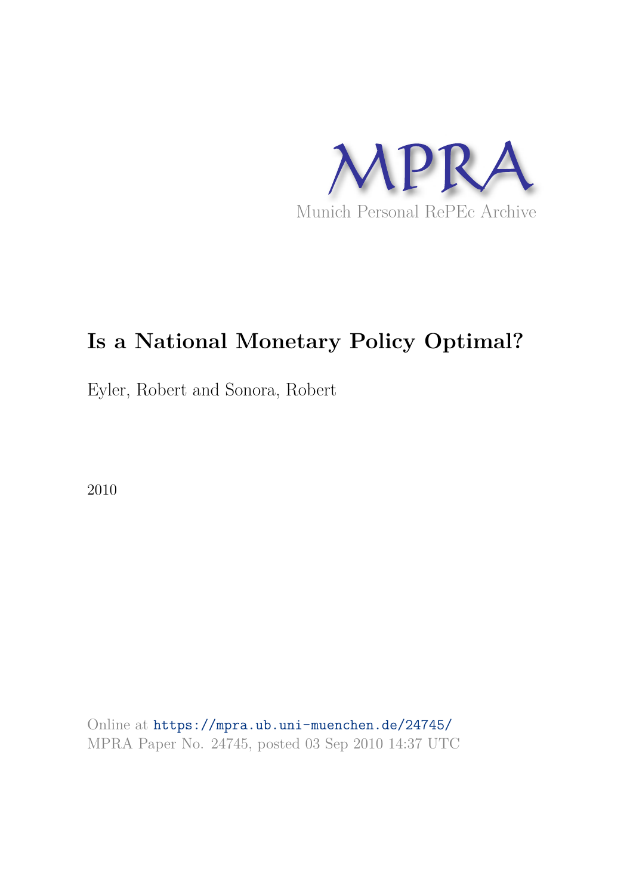MPRA

Munich Personal RePEc Archive

# Is a National Monetary Policy Optimal?

Eyler, Robert and Sonora, Robert

2010

Online at https://mpra.ub.uni-muenchen.de/24745/
MPRA Paper No. 24745, posted 03 Sep 2010 14:37 UTC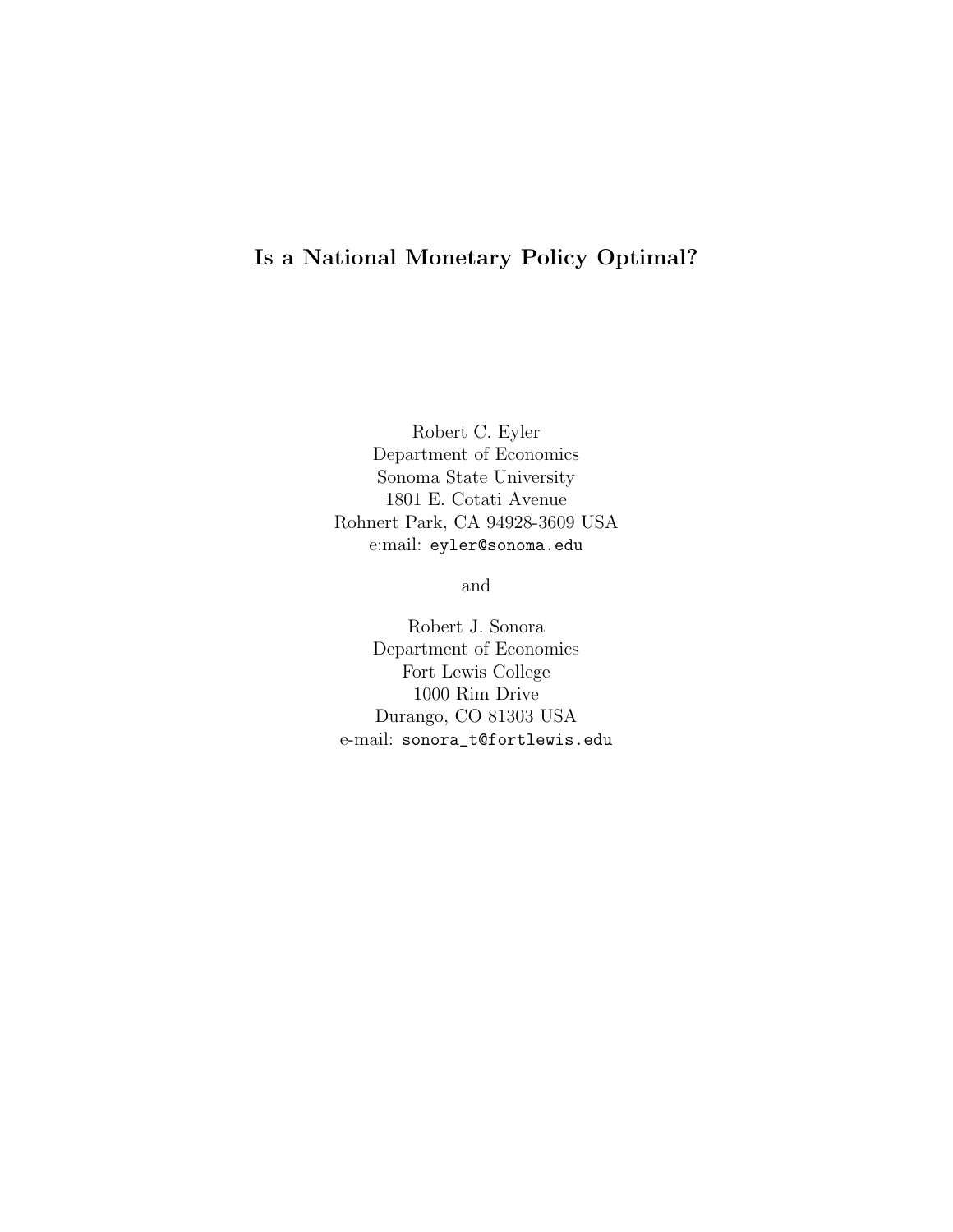# Is a National Monetary Policy Optimal?

Robert C. Eyler
Department of Economics
Sonoma State University
1801 E. Cotati Avenue
Rohnert Park, CA 94928-3609 USA
e:mail: eyler@sonoma.edu

and

Robert J. Sonora
Department of Economics
Fort Lewis College
1000 Rim Drive
Durango, CO 81303 USA
e-mail: sonora_t@fortlewis.edu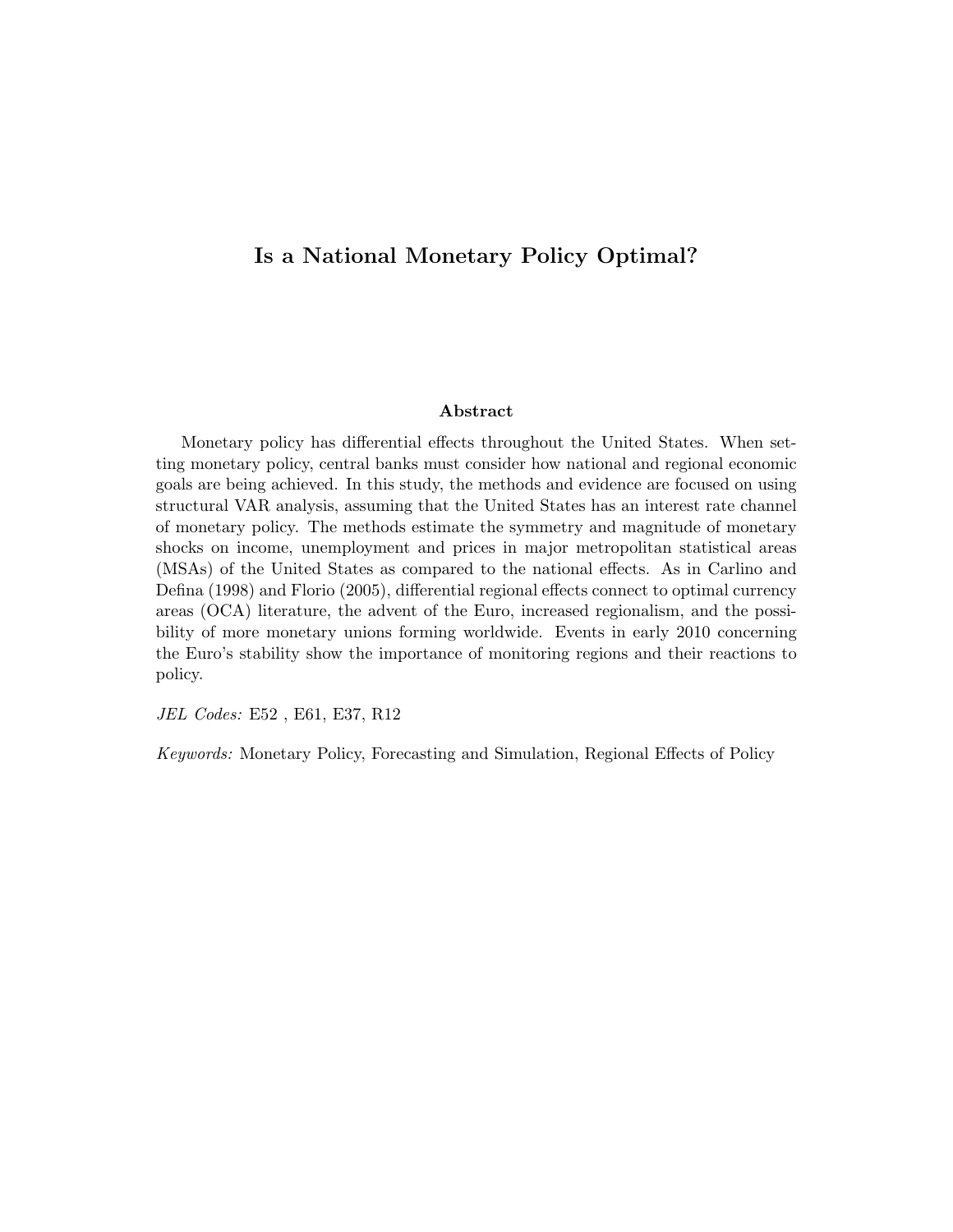# Is a National Monetary Policy Optimal?

### Abstract

Monetary policy has differential effects throughout the United States. When setting monetary policy, central banks must consider how national and regional economic goals are being achieved. In this study, the methods and evidence are focused on using structural VAR analysis, assuming that the United States has an interest rate channel of monetary policy. The methods estimate the symmetry and magnitude of monetary shocks on income, unemployment and prices in major metropolitan statistical areas (MSAs) of the United States as compared to the national effects. As in Carlino and Defina (1998) and Florio (2005), differential regional effects connect to optimal currency areas (OCA) literature, the advent of the Euro, increased regionalism, and the possibility of more monetary unions forming worldwide. Events in early 2010 concerning the Euro's stability show the importance of monitoring regions and their reactions to policy.

*JEL Codes:* E52 , E61, E37, R12

*Keywords:* Monetary Policy, Forecasting and Simulation, Regional Effects of Policy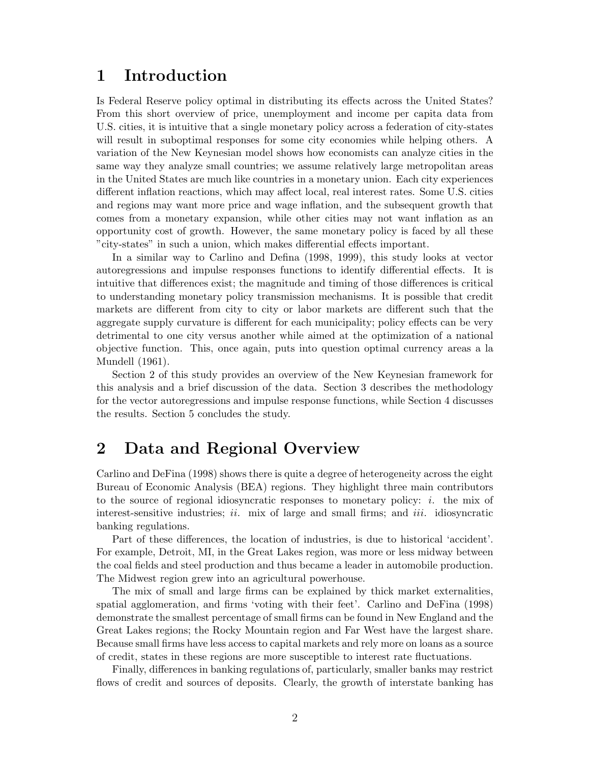# 1 Introduction

Is Federal Reserve policy optimal in distributing its effects across the United States? From this short overview of price, unemployment and income per capita data from U.S. cities, it is intuitive that a single monetary policy across a federation of city-states will result in suboptimal responses for some city economies while helping others. A variation of the New Keynesian model shows how economists can analyze cities in the same way they analyze small countries; we assume relatively large metropolitan areas in the United States are much like countries in a monetary union. Each city experiences different inflation reactions, which may affect local, real interest rates. Some U.S. cities and regions may want more price and wage inflation, and the subsequent growth that comes from a monetary expansion, while other cities may not want inflation as an opportunity cost of growth. However, the same monetary policy is faced by all these "city-states" in such a union, which makes differential effects important.

In a similar way to Carlino and Defina (1998, 1999), this study looks at vector autoregressions and impulse responses functions to identify differential effects. It is intuitive that differences exist; the magnitude and timing of those differences is critical to understanding monetary policy transmission mechanisms. It is possible that credit markets are different from city to city or labor markets are different such that the aggregate supply curvature is different for each municipality; policy effects can be very detrimental to one city versus another while aimed at the optimization of a national objective function. This, once again, puts into question optimal currency areas a la Mundell (1961).

Section 2 of this study provides an overview of the New Keynesian framework for this analysis and a brief discussion of the data. Section 3 describes the methodology for the vector autoregressions and impulse response functions, while Section 4 discusses the results. Section 5 concludes the study.

# 2 Data and Regional Overview

Carlino and DeFina (1998) shows there is quite a degree of heterogeneity across the eight Bureau of Economic Analysis (BEA) regions. They highlight three main contributors to the source of regional idiosyncratic responses to monetary policy: *i.* the mix of interest-sensitive industries; *ii.* mix of large and small firms; and *iii.* idiosyncratic banking regulations.

Part of these differences, the location of industries, is due to historical 'accident'. For example, Detroit, MI, in the Great Lakes region, was more or less midway between the coal fields and steel production and thus became a leader in automobile production. The Midwest region grew into an agricultural powerhouse.

The mix of small and large firms can be explained by thick market externalities, spatial agglomeration, and firms 'voting with their feet'. Carlino and DeFina (1998) demonstrate the smallest percentage of small firms can be found in New England and the Great Lakes regions; the Rocky Mountain region and Far West have the largest share. Because small firms have less access to capital markets and rely more on loans as a source of credit, states in these regions are more susceptible to interest rate fluctuations.

Finally, differences in banking regulations of, particularly, smaller banks may restrict flows of credit and sources of deposits. Clearly, the growth of interstate banking has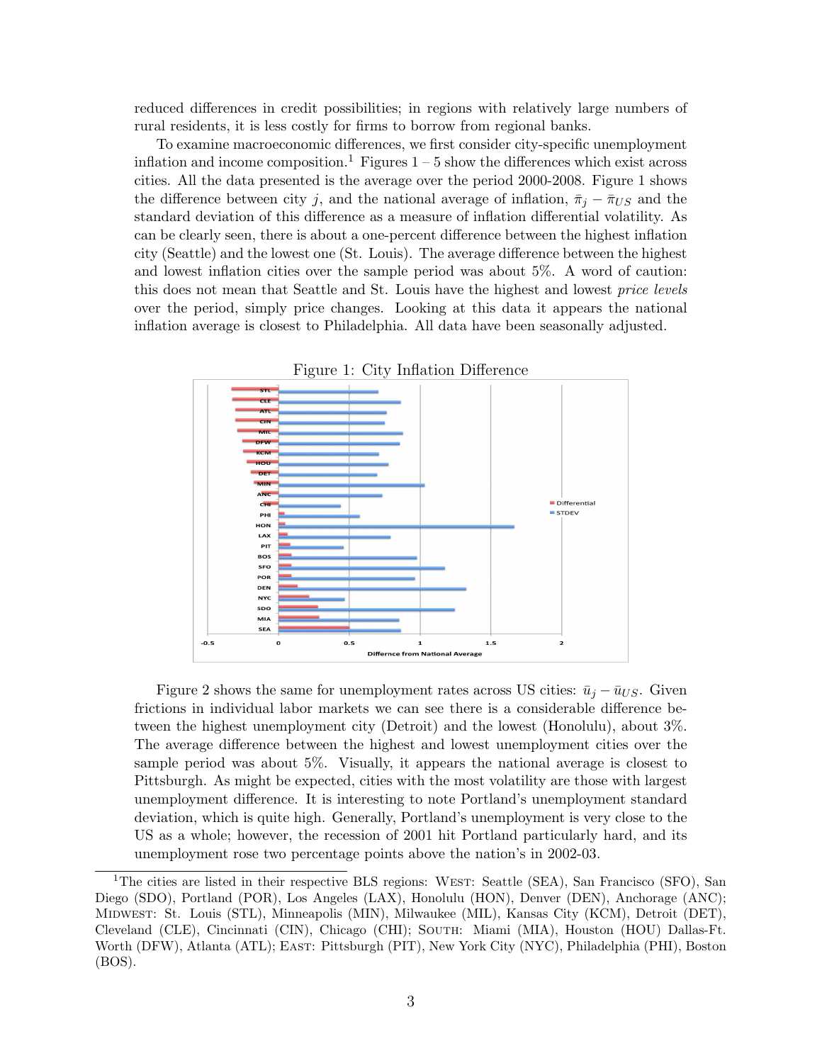reduced differences in credit possibilities; in regions with relatively large numbers of rural residents, it is less costly for firms to borrow from regional banks.

To examine macroeconomic differences, we first consider city-specific unemployment inflation and income composition.[1] Figures 1 – 5 show the differences which exist across cities. All the data presented is the average over the period 2000-2008. Figure 1 shows the difference between city $j$, and the national average of inflation, $\bar{\pi}_j - \bar{\pi}_{US}$ and the standard deviation of this difference as a measure of inflation differential volatility. As can be clearly seen, there is about a one-percent difference between the highest inflation city (Seattle) and the lowest one (St. Louis). The average difference between the highest and lowest inflation cities over the sample period was about 5%. A word of caution: this does not mean that Seattle and St. Louis have the highest and lowest *price levels* over the period, simply price changes. Looking at this data it appears the national inflation average is closest to Philadelphia. All data have been seasonally adjusted.

Figure 1: City Inflation Difference

STL
CLE
ATL
CIN
MIL
DFW
KCM
HOU
DET
MIN
ANC
CHI
PHI
HON
LAX
PIT
BOS
SFO
POR
DEN
NYC
SDO
MIA
SEA

Differential
STDEV

-0.5
0
0.5
1
1.5
2

Differnce from National Average

Figure 2 shows the same for unemployment rates across US cities: $\bar{u}_j - \bar{u}_{US}$. Given frictions in individual labor markets we can see there is a considerable difference between the highest unemployment city (Detroit) and the lowest (Honolulu), about 3%. The average difference between the highest and lowest unemployment cities over the sample period was about 5%. Visually, it appears the national average is closest to Pittsburgh. As might be expected, cities with the most volatility are those with largest unemployment difference. It is interesting to note Portland's unemployment standard deviation, which is quite high. Generally, Portland's unemployment is very close to the US as a whole; however, the recession of 2001 hit Portland particularly hard, and its unemployment rose two percentage points above the nation's in 2002-03.

[1] The cities are listed in their respective BLS regions: West: Seattle (SEA), San Francisco (SFO), San Diego (SDO), Portland (POR), Los Angeles (LAX), Honolulu (HON), Denver (DEN), Anchorage (ANC); Midwest: St. Louis (STL), Minneapolis (MIN), Milwaukee (MIL), Kansas City (KCM), Detroit (DET), Cleveland (CLE), Cincinnati (CIN), Chicago (CHI); South: Miami (MIA), Houston (HOU) Dallas-Ft. Worth (DFW), Atlanta (ATL); East: Pittsburgh (PIT), New York City (NYC), Philadelphia (PHI), Boston (BOS).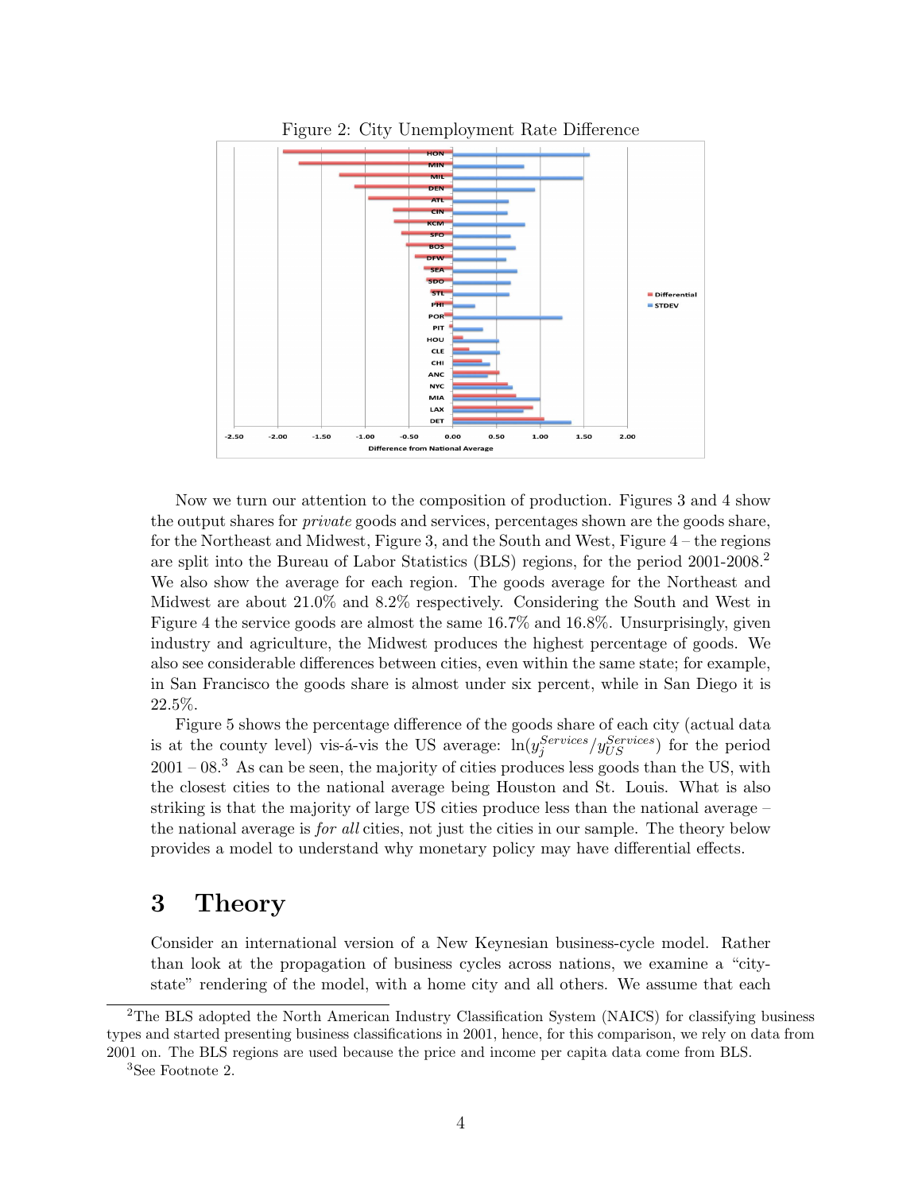Figure 2: City Unemployment Rate Difference

HON
MIN
MIL
DEN
ATL
CIN
KCM
SFO
BOS
DFW
SEA
SDO
STL
PHI
POR
PIT
HOU
CLE
CHI
ANC
NYC
MIA
LAX
DET

-2.50 -2.00 -1.50 -1.00 -0.50 0.00 0.50 1.00 1.50 2.00

Difference from National Average

Differential
STDEV

Now we turn our attention to the composition of production. Figures 3 and 4 show the output shares for *private* goods and services, percentages shown are the goods share, for the Northeast and Midwest, Figure 3, and the South and West, Figure 4 – the regions are split into the Bureau of Labor Statistics (BLS) regions, for the period 2001-2008.[2] We also show the average for each region. The goods average for the Northeast and Midwest are about 21.0% and 8.2% respectively. Considering the South and West in Figure 4 the service goods are almost the same 16.7% and 16.8%. Unsurprisingly, given industry and agriculture, the Midwest produces the highest percentage of goods. We also see considerable differences between cities, even within the same state; for example, in San Francisco the goods share is almost under six percent, while in San Diego it is 22.5%.

Figure 5 shows the percentage difference of the goods share of each city (actual data is at the county level) vis-á-vis the US average: $\ln(y_j^{Services}/y_{US}^{Services})$ for the period 2001 – 08.[3] As can be seen, the majority of cities produces less goods than the US, with the closest cities to the national average being Houston and St. Louis. What is also striking is that the majority of large US cities produce less than the national average – the national average is *for all* cities, not just the cities in our sample. The theory below provides a model to understand why monetary policy may have differential effects.

# 3 Theory

Consider an international version of a New Keynesian business-cycle model. Rather than look at the propagation of business cycles across nations, we examine a "city-state" rendering of the model, with a home city and all others. We assume that each

[2] The BLS adopted the North American Industry Classification System (NAICS) for classifying business types and started presenting business classifications in 2001, hence, for this comparison, we rely on data from 2001 on. The BLS regions are used because the price and income per capita data come from BLS.

[3] See Footnote 2.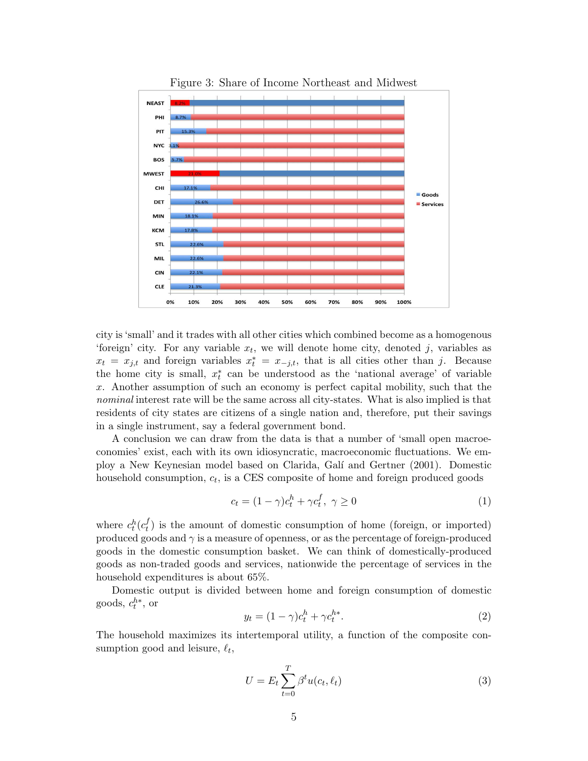Figure 3: Share of Income Northeast and Midwest

NEAST 8.2%
PHI 8.7%
PIT 15.3%
NYC 3.1%
BOS 5.7%
MWEST 21.0%
CHI 17.1%
DET 26.6%
MIN 18.1%
KCM 17.8%
STL 22.6%
MIL 22.6%
CIN 22.1%
CLE 21.3%

0% 10% 20% 30% 40% 50% 60% 70% 80% 90% 100%

Goods
Services

city is 'small' and it trades with all other cities which combined become as a homogenous 'foreign' city. For any variable $x_t$, we will denote home city, denoted $j$, variables as $x_t = x_{j,t}$ and foreign variables $x_t^* = x_{-j,t}$, that is all cities other than $j$. Because the home city is small, $x_t^*$ can be understood as the 'national average' of variable $x$. Another assumption of such an economy is perfect capital mobility, such that the *nominal* interest rate will be the same across all city-states. What is also implied is that residents of city states are citizens of a single nation and, therefore, put their savings in a single instrument, say a federal government bond.

A conclusion we can draw from the data is that a number of 'small open macroeconomies' exist, each with its own idiosyncratic, macroeconomic fluctuations. We employ a New Keynesian model based on Clarida, Galí and Gertner (2001). Domestic household consumption, $c_t$, is a CES composite of home and foreign produced goods

$$c_t = (1-\gamma)c_t^h + \gamma c_t^f, \ \gamma \geq 0 \tag{1}$$

where $c_t^h (c_t^f)$ is the amount of domestic consumption of home (foreign, or imported) produced goods and $\gamma$ is a measure of openness, or as the percentage of foreign-produced goods in the domestic consumption basket. We can think of domestically-produced goods as non-traded goods and services, nationwide the percentage of services in the household expenditures is about 65%.

Domestic output is divided between home and foreign consumption of domestic goods, $c_t^{h*}$, or

$$y_t = (1-\gamma)c_t^h + \gamma c_t^{h*}. \tag{2}$$

The household maximizes its intertemporal utility, a function of the composite consumption good and leisure, $\ell_t$,

$$U = E_t \sum_{t=0}^{T} \beta^t u(c_t, \ell_t) \tag{3}$$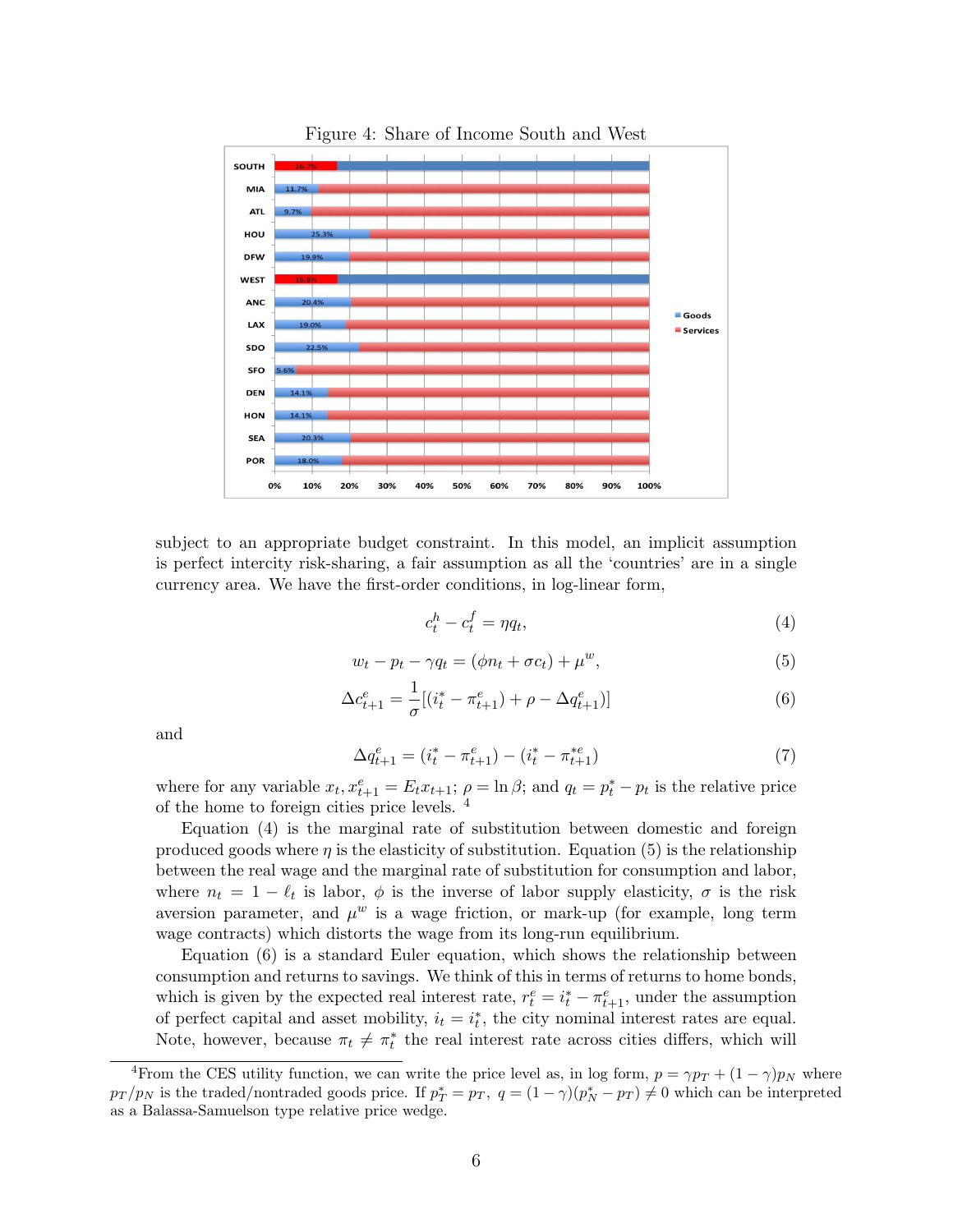Figure 4: Share of Income South and West

SOUTH 16.7%
MIA 11.7%
ATL 9.7%
HOU 25.3%
DFW 19.9%
WEST 16.8%
ANC 20.4%
LAX 19.0%
SDO 22.5%
SFO 5.6%
DEN 14.1%
HON 14.1%
SEA 20.3%
POR 18.0%

0% 10% 20% 30% 40% 50% 60% 70% 80% 90% 100%

Goods
Services

subject to an appropriate budget constraint. In this model, an implicit assumption is perfect intercity risk-sharing, a fair assumption as all the 'countries' are in a single currency area. We have the first-order conditions, in log-linear form,

$$c_t^h - c_t^f = \eta q_t, \tag{4}$$

$$w_t - p_t - \gamma q_t = (\phi n_t + \sigma c_t) + \mu^w, \tag{5}$$

$$\Delta c_{t+1}^e = \frac{1}{\sigma}[(i_t^* - \pi_{t+1}^e) + \rho - \Delta q_{t+1}^e)] \tag{6}$$

and

$$\Delta q_{t+1}^e = (i_t^* - \pi_{t+1}^e) - (i_t^* - \pi_{t+1}^{*e}) \tag{7}$$

where for any variable $x_t, x_{t+1}^e = E_t x_{t+1}$; $\rho = \ln \beta$; and $q_t = p_t^* - p_t$ is the relative price of the home to foreign cities price levels. [4]

Equation (4) is the marginal rate of substitution between domestic and foreign produced goods where $\eta$ is the elasticity of substitution. Equation (5) is the relationship between the real wage and the marginal rate of substitution for consumption and labor, where $n_t = 1 - \ell_t$ is labor, $\phi$ is the inverse of labor supply elasticity, $\sigma$ is the risk aversion parameter, and $\mu^w$ is a wage friction, or mark-up (for example, long term wage contracts) which distorts the wage from its long-run equilibrium.

Equation (6) is a standard Euler equation, which shows the relationship between consumption and returns to savings. We think of this in terms of returns to home bonds, which is given by the expected real interest rate, $r_t^e = i_t^* - \pi_{t+1}^e$, under the assumption of perfect capital and asset mobility, $i_t = i_t^*$, the city nominal interest rates are equal. Note, however, because $\pi_t \neq \pi_t^*$ the real interest rate across cities differs, which will

[4] From the CES utility function, we can write the price level as, in log form, $p = \gamma p_T + (1 - \gamma) p_N$ where $p_T/p_N$ is the traded/nontraded goods price. If $p_T^* = p_T$, $q = (1 - \gamma)(p_N^* - p_T) \neq 0$ which can be interpreted as a Balassa-Samuelson type relative price wedge.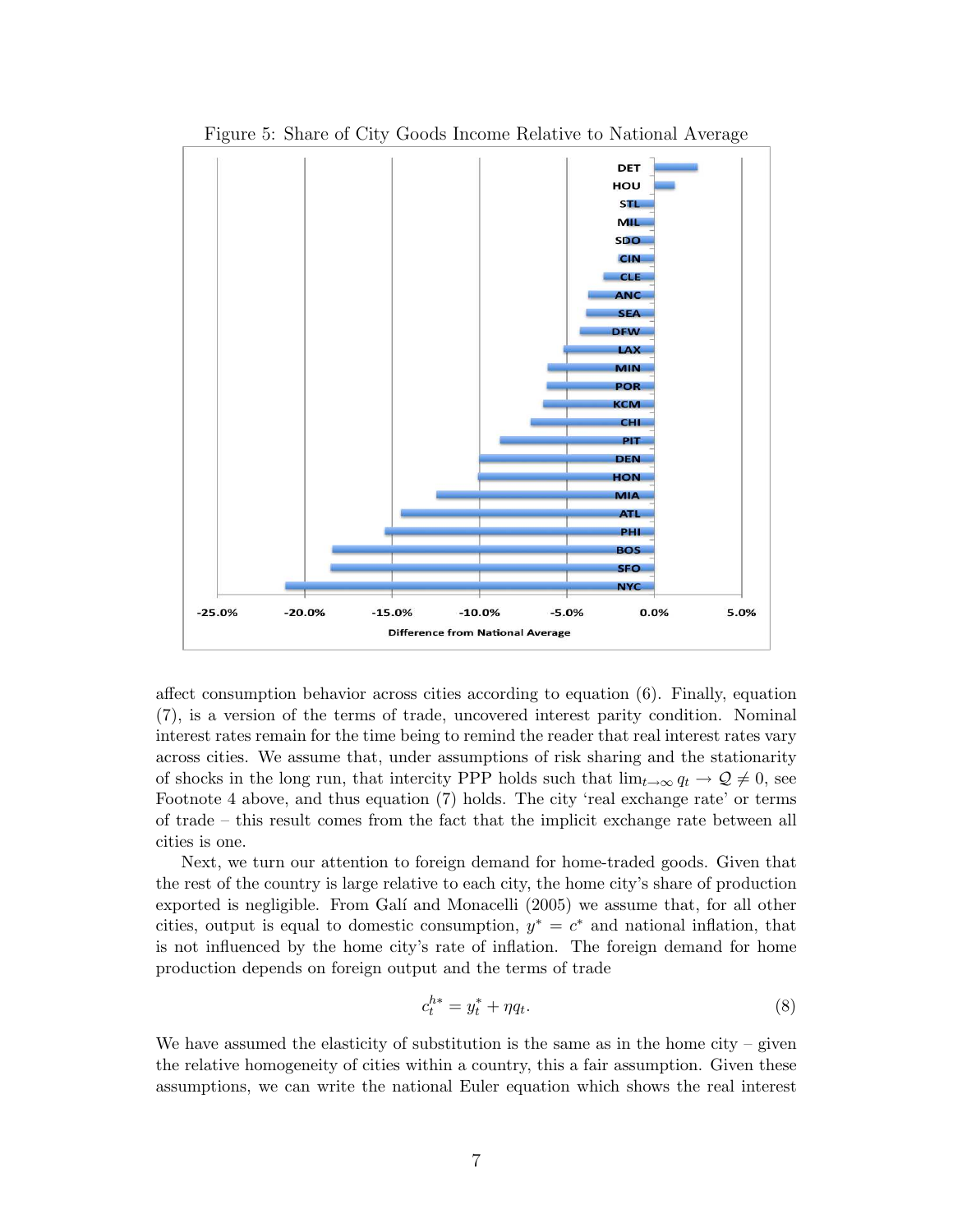Figure 5: Share of City Goods Income Relative to National Average

DET
HOU
STL
MIL
SDO
CIN
CLE
ANC
SEA
DFW
LAX
MIN
POR
KCM
CHI
PIT
DEN
HON
MIA
ATL
PHI
BOS
SFO
NYC

-25.0% -20.0% -15.0% -10.0% -5.0% 0.0% 5.0%

Difference from National Average

affect consumption behavior across cities according to equation (6). Finally, equation (7), is a version of the terms of trade, uncovered interest parity condition. Nominal interest rates remain for the time being to remind the reader that real interest rates vary across cities. We assume that, under assumptions of risk sharing and the stationarity of shocks in the long run, that intercity PPP holds such that $\lim_{t\to\infty} q_t \to \mathcal{Q} \neq 0$, see Footnote 4 above, and thus equation (7) holds. The city 'real exchange rate' or terms of trade – this result comes from the fact that the implicit exchange rate between all cities is one.

Next, we turn our attention to foreign demand for home-traded goods. Given that the rest of the country is large relative to each city, the home city's share of production exported is negligible. From Galí and Monacelli (2005) we assume that, for all other cities, output is equal to domestic consumption, $y^* = c^*$ and national inflation, that is not influenced by the home city's rate of inflation. The foreign demand for home production depends on foreign output and the terms of trade

$$c_t^{h*} = y_t^* + \eta q_t. \tag{8}$$

We have assumed the elasticity of substitution is the same as in the home city – given the relative homogeneity of cities within a country, this a fair assumption. Given these assumptions, we can write the national Euler equation which shows the real interest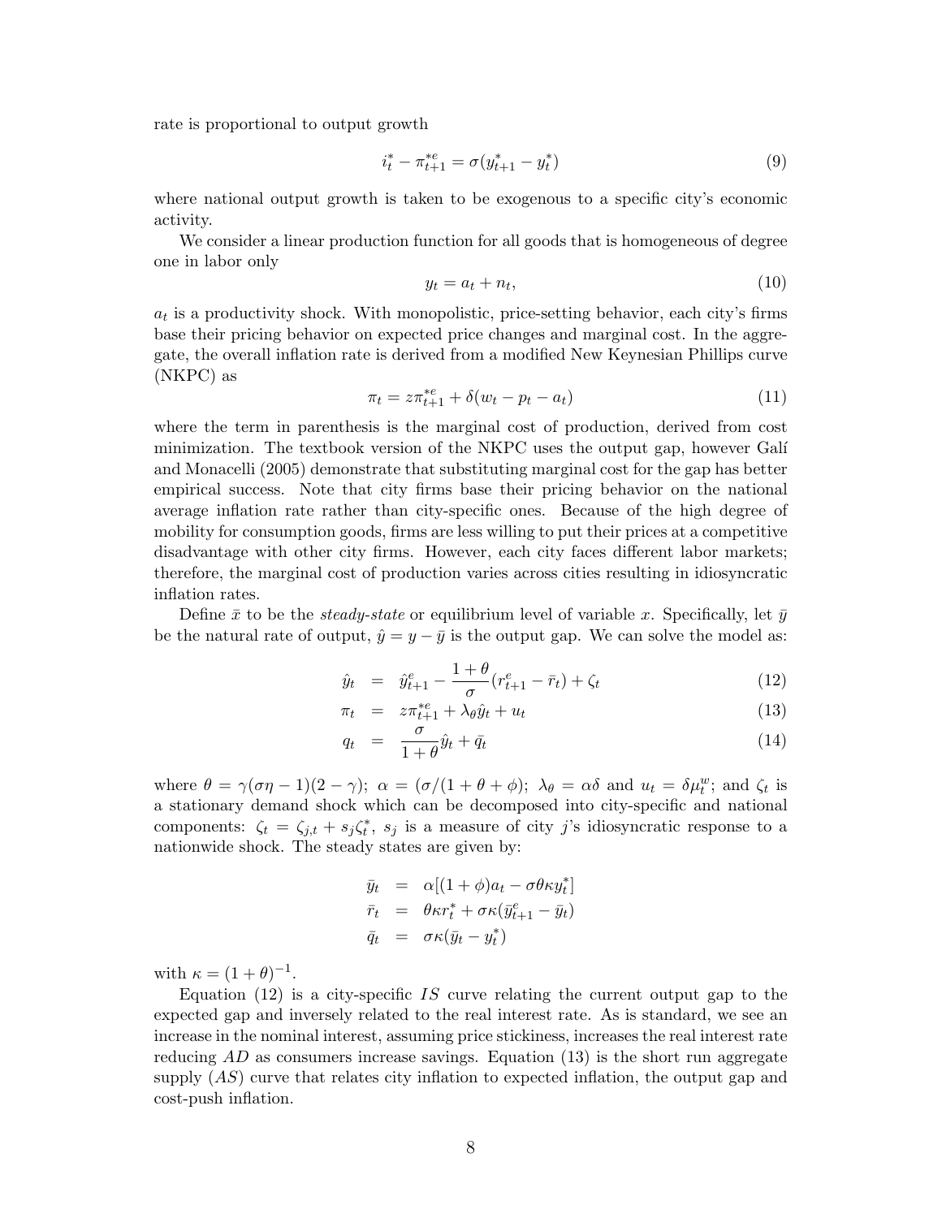rate is proportional to output growth

$$i_t^* - \pi_{t+1}^{*e} = \sigma(y_{t+1}^* - y_t^*) \tag{9}$$

where national output growth is taken to be exogenous to a specific city's economic activity.

We consider a linear production function for all goods that is homogeneous of degree one in labor only

$$y_t = a_t + n_t, \tag{10}$$

$a_t$ is a productivity shock. With monopolistic, price-setting behavior, each city's firms base their pricing behavior on expected price changes and marginal cost. In the aggregate, the overall inflation rate is derived from a modified New Keynesian Phillips curve (NKPC) as

$$\pi_t = z\pi_{t+1}^{*e} + \delta(w_t - p_t - a_t) \tag{11}$$

where the term in parenthesis is the marginal cost of production, derived from cost minimization. The textbook version of the NKPC uses the output gap, however Galí and Monacelli (2005) demonstrate that substituting marginal cost for the gap has better empirical success. Note that city firms base their pricing behavior on the national average inflation rate rather than city-specific ones. Because of the high degree of mobility for consumption goods, firms are less willing to put their prices at a competitive disadvantage with other city firms. However, each city faces different labor markets; therefore, the marginal cost of production varies across cities resulting in idiosyncratic inflation rates.

Define $\bar{x}$ to be the *steady-state* or equilibrium level of variable $x$. Specifically, let $\bar{y}$ be the natural rate of output, $\hat{y} = y - \bar{y}$ is the output gap. We can solve the model as:

$$\hat{y}_t = \hat{y}_{t+1}^e - \frac{1+\theta}{\sigma}(r_{t+1}^e - \bar{r}_t) + \zeta_t \tag{12}$$

$$\pi_t = z\pi_{t+1}^{*e} + \lambda_\theta \hat{y}_t + u_t \tag{13}$$

$$q_t = \frac{\sigma}{1+\theta}\hat{y}_t + \bar{q}_t \tag{14}$$

where $\theta = \gamma(\sigma\eta - 1)(2 - \gamma)$; $\alpha = (\sigma/(1 + \theta + \phi)$; $\lambda_\theta = \alpha\delta$ and $u_t = \delta\mu_t^w$; and $\zeta_t$ is a stationary demand shock which can be decomposed into city-specific and national components: $\zeta_t = \zeta_{j,t} + s_j\zeta_t^*$, $s_j$ is a measure of city $j$'s idiosyncratic response to a nationwide shock. The steady states are given by:

$$\bar{y}_t = \alpha[(1+\phi)a_t - \sigma\theta\kappa y_t^*]$$

$$\bar{r}_t = \theta\kappa r_t^* + \sigma\kappa(\bar{y}_{t+1}^e - \bar{y}_t)$$

$$\bar{q}_t = \sigma\kappa(\bar{y}_t - y_t^*)$$

with $\kappa = (1 + \theta)^{-1}$.

Equation (12) is a city-specific *IS* curve relating the current output gap to the expected gap and inversely related to the real interest rate. As is standard, we see an increase in the nominal interest, assuming price stickiness, increases the real interest rate reducing *AD* as consumers increase savings. Equation (13) is the short run aggregate supply (*AS*) curve that relates city inflation to expected inflation, the output gap and cost-push inflation.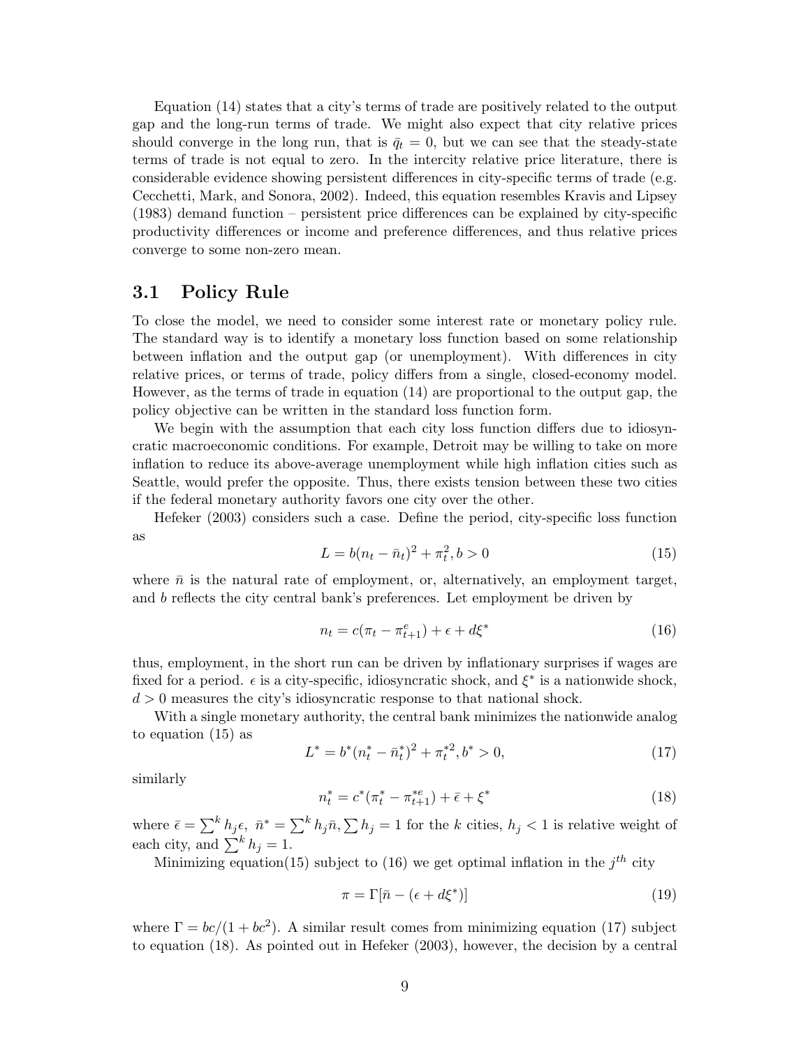Equation (14) states that a city's terms of trade are positively related to the output gap and the long-run terms of trade. We might also expect that city relative prices should converge in the long run, that is $\bar{q}_t = 0$, but we can see that the steady-state terms of trade is not equal to zero. In the intercity relative price literature, there is considerable evidence showing persistent differences in city-specific terms of trade (e.g. Cecchetti, Mark, and Sonora, 2002). Indeed, this equation resembles Kravis and Lipsey (1983) demand function – persistent price differences can be explained by city-specific productivity differences or income and preference differences, and thus relative prices converge to some non-zero mean.

## 3.1 Policy Rule

To close the model, we need to consider some interest rate or monetary policy rule. The standard way is to identify a monetary loss function based on some relationship between inflation and the output gap (or unemployment). With differences in city relative prices, or terms of trade, policy differs from a single, closed-economy model. However, as the terms of trade in equation (14) are proportional to the output gap, the policy objective can be written in the standard loss function form.

We begin with the assumption that each city loss function differs due to idiosyncratic macroeconomic conditions. For example, Detroit may be willing to take on more inflation to reduce its above-average unemployment while high inflation cities such as Seattle, would prefer the opposite. Thus, there exists tension between these two cities if the federal monetary authority favors one city over the other.

Hefeker (2003) considers such a case. Define the period, city-specific loss function as

$$L = b(n_t - \bar{n}_t)^2 + \pi_t^2, b > 0 \tag{15}$$

where $\bar{n}$ is the natural rate of employment, or, alternatively, an employment target, and $b$ reflects the city central bank's preferences. Let employment be driven by

$$n_t = c(\pi_t - \pi_{t+1}^e) + \epsilon + d\xi^* \tag{16}$$

thus, employment, in the short run can be driven by inflationary surprises if wages are fixed for a period. $\epsilon$ is a city-specific, idiosyncratic shock, and $\xi^*$ is a nationwide shock, $d > 0$ measures the city's idiosyncratic response to that national shock.

With a single monetary authority, the central bank minimizes the nationwide analog to equation (15) as

$$L^* = b^*(n_t^* - \bar{n}_t^*)^2 + \pi_t^{*2}, b^* > 0, \tag{17}$$

similarly

$$n_t^* = c^*(\pi_t^* - \pi_{t+1}^{*e}) + \bar{\epsilon} + \xi^* \tag{18}$$

where $\bar{\epsilon} = \sum^k h_j \epsilon$, $\bar{n}^* = \sum^k h_j \bar{n}, \sum h_j = 1$ for the $k$ cities, $h_j < 1$ is relative weight of each city, and $\sum^k h_j = 1$.

Minimizing equation(15) subject to (16) we get optimal inflation in the $j^{th}$ city

$$\pi = \Gamma[\bar{n} - (\epsilon + d\xi^*)] \tag{19}$$

where $\Gamma = bc/(1 + bc^2)$. A similar result comes from minimizing equation (17) subject to equation (18). As pointed out in Hefeker (2003), however, the decision by a central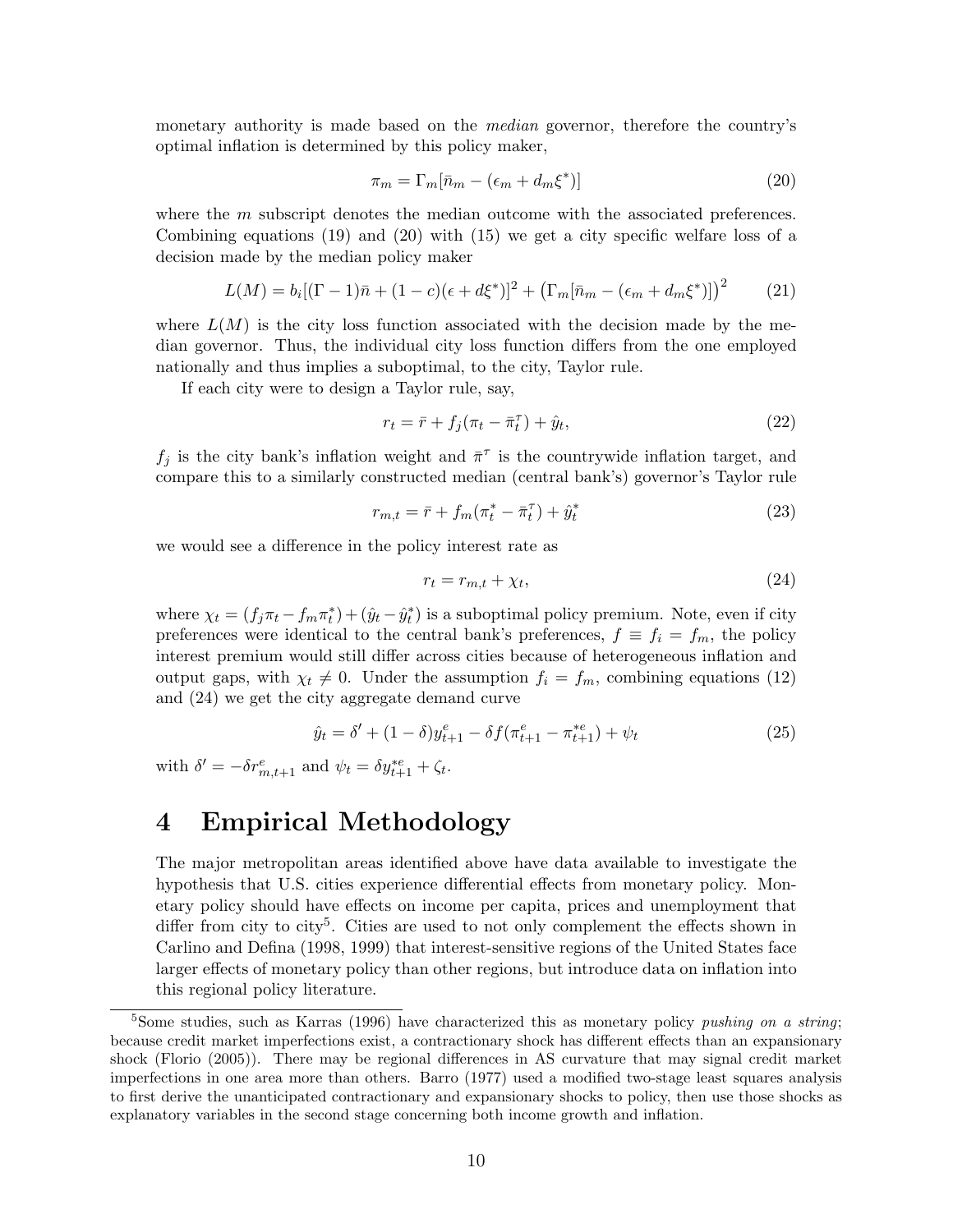monetary authority is made based on the *median* governor, therefore the country's optimal inflation is determined by this policy maker,

$$\pi_m = \Gamma_m[\bar{n}_m - (\epsilon_m + d_m\xi^*)] \tag{20}$$

where the $m$ subscript denotes the median outcome with the associated preferences. Combining equations (19) and (20) with (15) we get a city specific welfare loss of a decision made by the median policy maker

$$L(M) = b_i[(\Gamma - 1)\bar{n} + (1 - c)(\epsilon + d\xi^*)]^2 + \left(\Gamma_m[\bar{n}_m - (\epsilon_m + d_m\xi^*)]\right)^2 \tag{21}$$

where $L(M)$ is the city loss function associated with the decision made by the median governor. Thus, the individual city loss function differs from the one employed nationally and thus implies a suboptimal, to the city, Taylor rule.

If each city were to design a Taylor rule, say,

$$r_t = \bar{r} + f_j(\pi_t - \bar{\pi}_t^\tau) + \hat{y}_t, \tag{22}$$

$f_j$ is the city bank's inflation weight and $\bar{\pi}^\tau$ is the countrywide inflation target, and compare this to a similarly constructed median (central bank's) governor's Taylor rule

$$r_{m,t} = \bar{r} + f_m(\pi_t^* - \bar{\pi}_t^\tau) + \hat{y}_t^* \tag{23}$$

we would see a difference in the policy interest rate as

$$r_t = r_{m,t} + \chi_t, \tag{24}$$

where $\chi_t = (f_j\pi_t - f_m\pi_t^*) + (\hat{y}_t - \hat{y}_t^*)$ is a suboptimal policy premium. Note, even if city preferences were identical to the central bank's preferences, $f \equiv f_i = f_m$, the policy interest premium would still differ across cities because of heterogeneous inflation and output gaps, with $\chi_t \neq 0$. Under the assumption $f_i = f_m$, combining equations (12) and (24) we get the city aggregate demand curve

$$\hat{y}_t = \delta' + (1 - \delta)y_{t+1}^e - \delta f(\pi_{t+1}^e - \pi_{t+1}^{*e}) + \psi_t \tag{25}$$

with $\delta' = -\delta r_{m,t+1}^e$ and $\psi_t = \delta y_{t+1}^{*e} + \zeta_t$.

# 4 Empirical Methodology

The major metropolitan areas identified above have data available to investigate the hypothesis that U.S. cities experience differential effects from monetary policy. Monetary policy should have effects on income per capita, prices and unemployment that differ from city to city[5]. Cities are used to not only complement the effects shown in Carlino and Defina (1998, 1999) that interest-sensitive regions of the United States face larger effects of monetary policy than other regions, but introduce data on inflation into this regional policy literature.

[5] Some studies, such as Karras (1996) have characterized this as monetary policy *pushing on a string*; because credit market imperfections exist, a contractionary shock has different effects than an expansionary shock (Florio (2005)). There may be regional differences in AS curvature that may signal credit market imperfections in one area more than others. Barro (1977) used a modified two-stage least squares analysis to first derive the unanticipated contractionary and expansionary shocks to policy, then use those shocks as explanatory variables in the second stage concerning both income growth and inflation.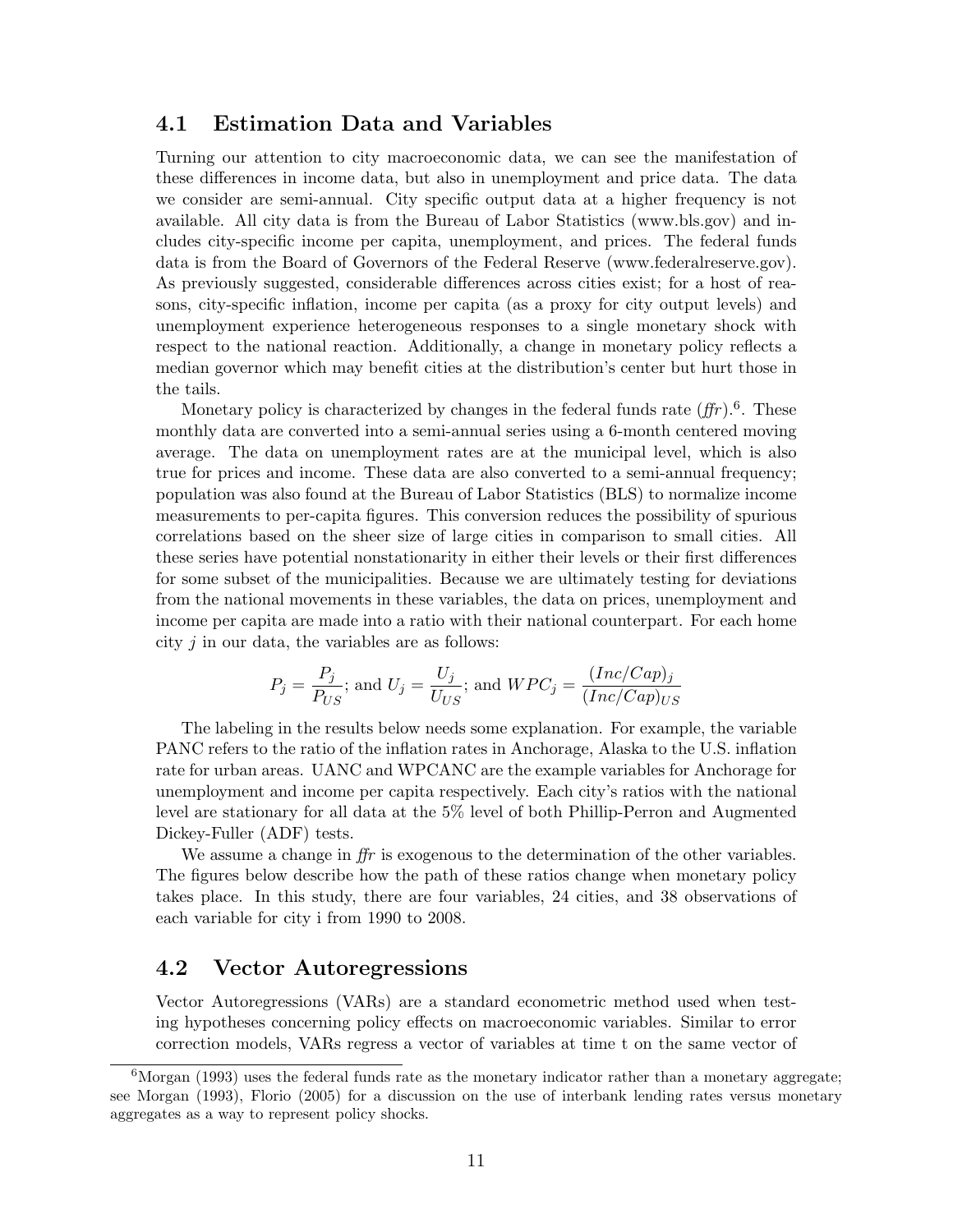## 4.1 Estimation Data and Variables

Turning our attention to city macroeconomic data, we can see the manifestation of these differences in income data, but also in unemployment and price data. The data we consider are semi-annual. City specific output data at a higher frequency is not available. All city data is from the Bureau of Labor Statistics (www.bls.gov) and includes city-specific income per capita, unemployment, and prices. The federal funds data is from the Board of Governors of the Federal Reserve (www.federalreserve.gov). As previously suggested, considerable differences across cities exist; for a host of reasons, city-specific inflation, income per capita (as a proxy for city output levels) and unemployment experience heterogeneous responses to a single monetary shock with respect to the national reaction. Additionally, a change in monetary policy reflects a median governor which may benefit cities at the distribution's center but hurt those in the tails.

Monetary policy is characterized by changes in the federal funds rate (*ffr*).[6]. These monthly data are converted into a semi-annual series using a 6-month centered moving average. The data on unemployment rates are at the municipal level, which is also true for prices and income. These data are also converted to a semi-annual frequency; population was also found at the Bureau of Labor Statistics (BLS) to normalize income measurements to per-capita figures. This conversion reduces the possibility of spurious correlations based on the sheer size of large cities in comparison to small cities. All these series have potential nonstationarity in either their levels or their first differences for some subset of the municipalities. Because we are ultimately testing for deviations from the national movements in these variables, the data on prices, unemployment and income per capita are made into a ratio with their national counterpart. For each home city $j$ in our data, the variables are as follows:

$$P_j = \frac{P_j}{P_{US}}; \text{ and } U_j = \frac{U_j}{U_{US}}; \text{ and } WPC_j = \frac{(Inc/Cap)_j}{(Inc/Cap)_{US}}$$

The labeling in the results below needs some explanation. For example, the variable PANC refers to the ratio of the inflation rates in Anchorage, Alaska to the U.S. inflation rate for urban areas. UANC and WPCANC are the example variables for Anchorage for unemployment and income per capita respectively. Each city's ratios with the national level are stationary for all data at the 5% level of both Phillip-Perron and Augmented Dickey-Fuller (ADF) tests.

We assume a change in *ffr* is exogenous to the determination of the other variables. The figures below describe how the path of these ratios change when monetary policy takes place. In this study, there are four variables, 24 cities, and 38 observations of each variable for city i from 1990 to 2008.

## 4.2 Vector Autoregressions

Vector Autoregressions (VARs) are a standard econometric method used when testing hypotheses concerning policy effects on macroeconomic variables. Similar to error correction models, VARs regress a vector of variables at time t on the same vector of

[6] Morgan (1993) uses the federal funds rate as the monetary indicator rather than a monetary aggregate; see Morgan (1993), Florio (2005) for a discussion on the use of interbank lending rates versus monetary aggregates as a way to represent policy shocks.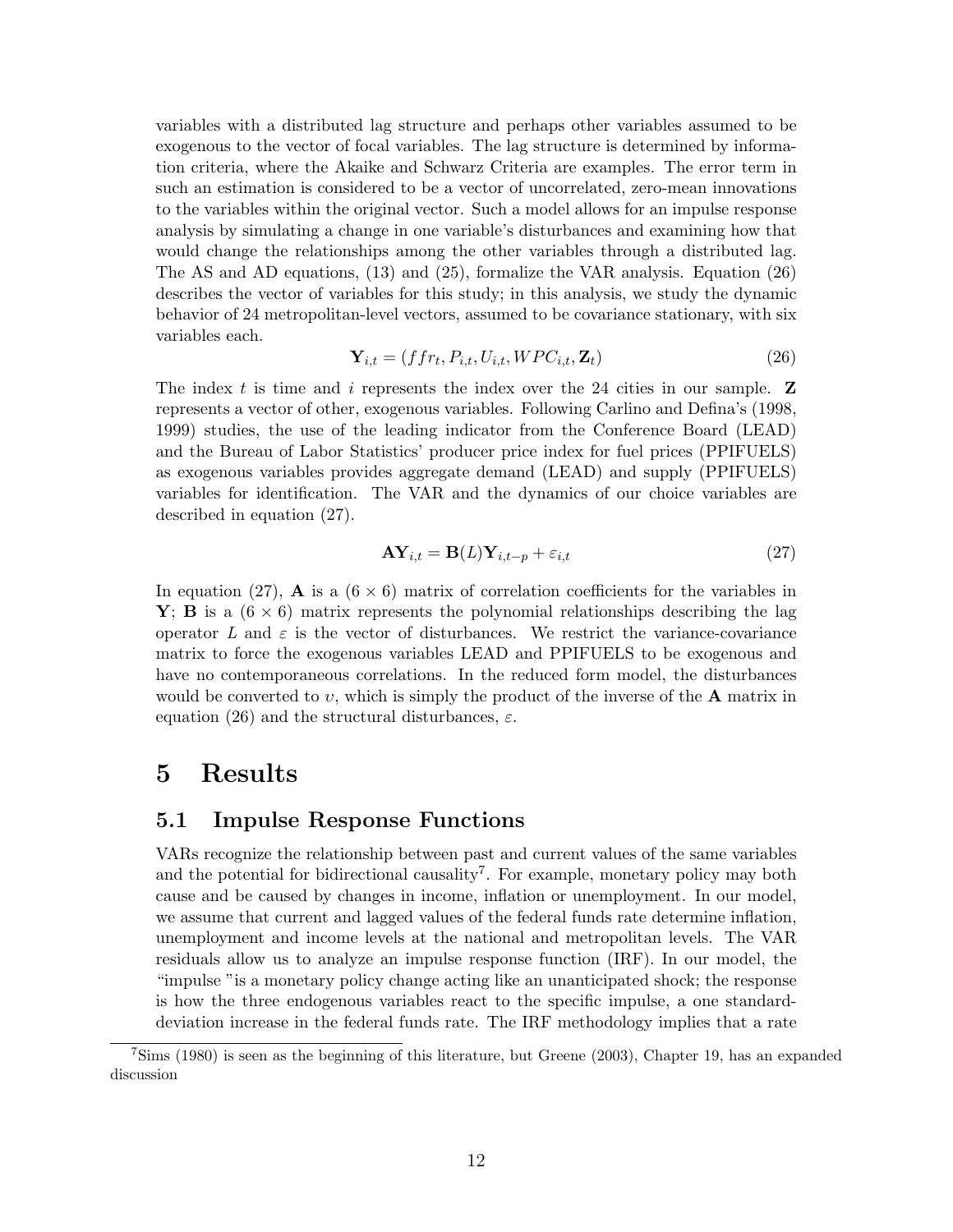variables with a distributed lag structure and perhaps other variables assumed to be exogenous to the vector of focal variables. The lag structure is determined by information criteria, where the Akaike and Schwarz Criteria are examples. The error term in such an estimation is considered to be a vector of uncorrelated, zero-mean innovations to the variables within the original vector. Such a model allows for an impulse response analysis by simulating a change in one variable's disturbances and examining how that would change the relationships among the other variables through a distributed lag. The AS and AD equations, (13) and (25), formalize the VAR analysis. Equation (26) describes the vector of variables for this study; in this analysis, we study the dynamic behavior of 24 metropolitan-level vectors, assumed to be covariance stationary, with six variables each.

$$\mathbf{Y}_{i,t} = (ffr_t, P_{i,t}, U_{i,t}, WPC_{i,t}, \mathbf{Z}_t) \tag{26}$$

The index $t$ is time and $i$ represents the index over the 24 cities in our sample. $\mathbf{Z}$ represents a vector of other, exogenous variables. Following Carlino and Defina's (1998, 1999) studies, the use of the leading indicator from the Conference Board (LEAD) and the Bureau of Labor Statistics' producer price index for fuel prices (PPIFUELS) as exogenous variables provides aggregate demand (LEAD) and supply (PPIFUELS) variables for identification. The VAR and the dynamics of our choice variables are described in equation (27).

$$\mathbf{A}\mathbf{Y}_{i,t} = \mathbf{B}(L)\mathbf{Y}_{i,t-p} + \varepsilon_{i,t} \tag{27}$$

In equation (27), $\mathbf{A}$ is a $(6 \times 6)$ matrix of correlation coefficients for the variables in $\mathbf{Y}$; $\mathbf{B}$ is a $(6 \times 6)$ matrix represents the polynomial relationships describing the lag operator $L$ and $\varepsilon$ is the vector of disturbances. We restrict the variance-covariance matrix to force the exogenous variables LEAD and PPIFUELS to be exogenous and have no contemporaneous correlations. In the reduced form model, the disturbances would be converted to $\upsilon$, which is simply the product of the inverse of the $\mathbf{A}$ matrix in equation (26) and the structural disturbances, $\varepsilon$.

# 5 Results

## 5.1 Impulse Response Functions

VARs recognize the relationship between past and current values of the same variables and the potential for bidirectional causality[7]. For example, monetary policy may both cause and be caused by changes in income, inflation or unemployment. In our model, we assume that current and lagged values of the federal funds rate determine inflation, unemployment and income levels at the national and metropolitan levels. The VAR residuals allow us to analyze an impulse response function (IRF). In our model, the "impulse "is a monetary policy change acting like an unanticipated shock; the response is how the three endogenous variables react to the specific impulse, a one standard-deviation increase in the federal funds rate. The IRF methodology implies that a rate

[7]Sims (1980) is seen as the beginning of this literature, but Greene (2003), Chapter 19, has an expanded discussion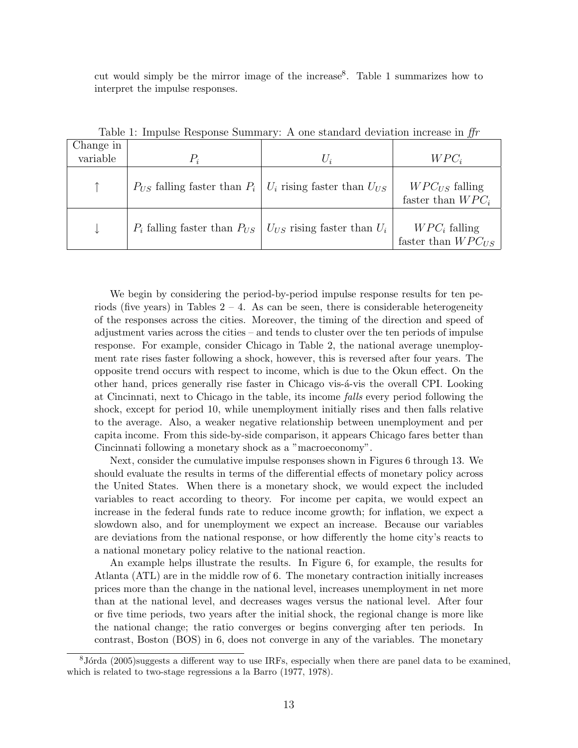cut would simply be the mirror image of the increase[8]. Table 1 summarizes how to interpret the impulse responses.

Table 1: Impulse Response Summary: A one standard deviation increase in *ffr*

| Change in variable | $P_i$ | $U_i$ | $WPC_i$ |
|---|---|---|---|
| ↑ | $P_{US}$ falling faster than $P_i$ | $U_i$ rising faster than $U_{US}$ | $WPC_{US}$ falling faster than $WPC_i$ |
| ↓ | $P_i$ falling faster than $P_{US}$ | $U_{US}$ rising faster than $U_i$ | $WPC_i$ falling faster than $WPC_{US}$ |

We begin by considering the period-by-period impulse response results for ten periods (five years) in Tables 2 – 4. As can be seen, there is considerable heterogeneity of the responses across the cities. Moreover, the timing of the direction and speed of adjustment varies across the cities – and tends to cluster over the ten periods of impulse response. For example, consider Chicago in Table 2, the national average unemployment rate rises faster following a shock, however, this is reversed after four years. The opposite trend occurs with respect to income, which is due to the Okun effect. On the other hand, prices generally rise faster in Chicago vis-á-vis the overall CPI. Looking at Cincinnati, next to Chicago in the table, its income *falls* every period following the shock, except for period 10, while unemployment initially rises and then falls relative to the average. Also, a weaker negative relationship between unemployment and per capita income. From this side-by-side comparison, it appears Chicago fares better than Cincinnati following a monetary shock as a "macroeconomy".

Next, consider the cumulative impulse responses shown in Figures 6 through 13. We should evaluate the results in terms of the differential effects of monetary policy across the United States. When there is a monetary shock, we would expect the included variables to react according to theory. For income per capita, we would expect an increase in the federal funds rate to reduce income growth; for inflation, we expect a slowdown also, and for unemployment we expect an increase. Because our variables are deviations from the national response, or how differently the home city's reacts to a national monetary policy relative to the national reaction.

An example helps illustrate the results. In Figure 6, for example, the results for Atlanta (ATL) are in the middle row of 6. The monetary contraction initially increases prices more than the change in the national level, increases unemployment in net more than at the national level, and decreases wages versus the national level. After four or five time periods, two years after the initial shock, the regional change is more like the national change; the ratio converges or begins converging after ten periods. In contrast, Boston (BOS) in 6, does not converge in any of the variables. The monetary

[8] Jórda (2005)suggests a different way to use IRFs, especially when there are panel data to be examined, which is related to two-stage regressions a la Barro (1977, 1978).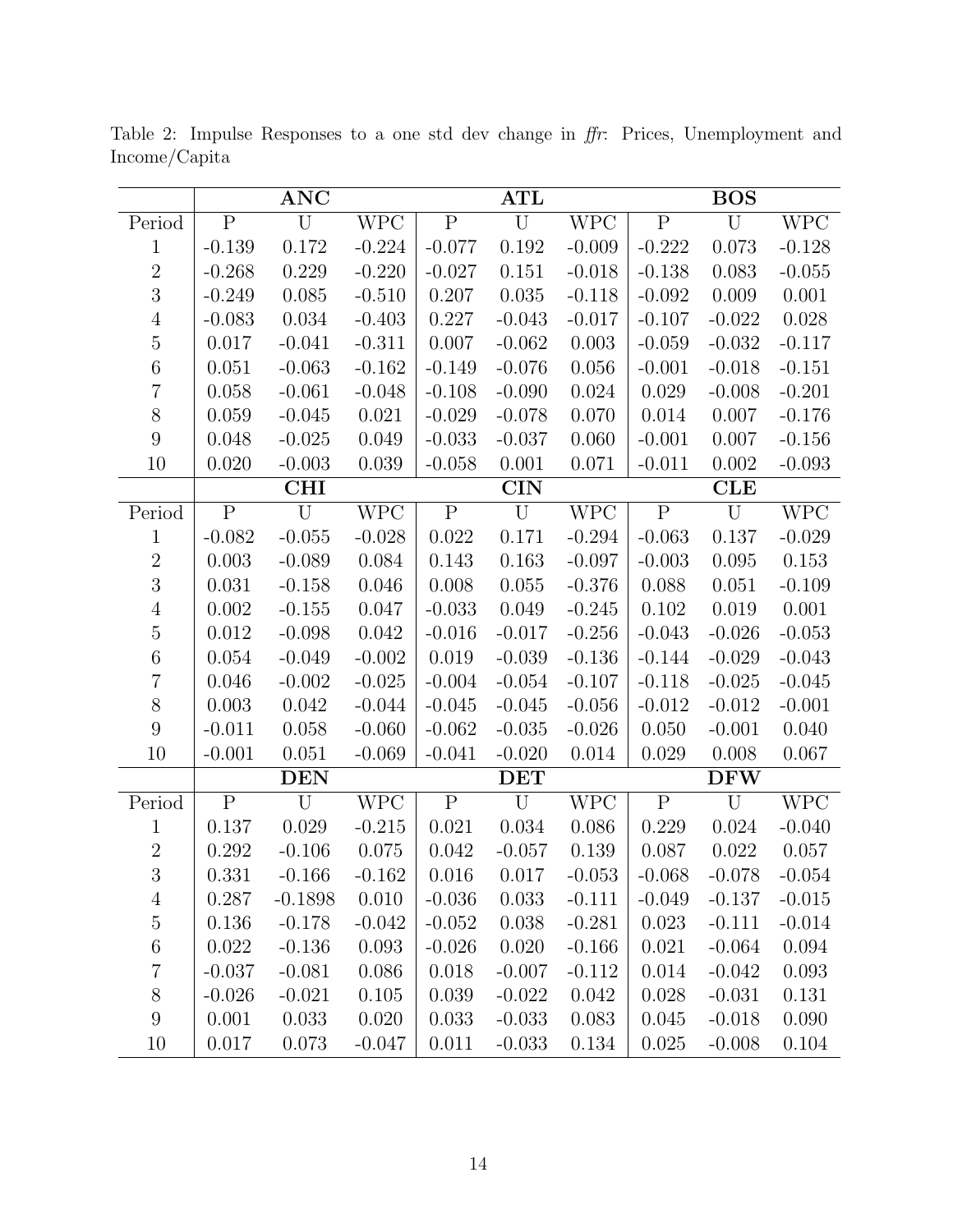Table 2: Impulse Responses to a one std dev change in *ffr*: Prices, Unemployment and Income/Capita

| | **ANC** | | | **ATL** | | | **BOS** | | |
|---|---|---|---|---|---|---|---|---|---|
| Period | P | U | WPC | P | U | WPC | P | U | WPC |
| 1 | -0.139 | 0.172 | -0.224 | -0.077 | 0.192 | -0.009 | -0.222 | 0.073 | -0.128 |
| 2 | -0.268 | 0.229 | -0.220 | -0.027 | 0.151 | -0.018 | -0.138 | 0.083 | -0.055 |
| 3 | -0.249 | 0.085 | -0.510 | 0.207 | 0.035 | -0.118 | -0.092 | 0.009 | 0.001 |
| 4 | -0.083 | 0.034 | -0.403 | 0.227 | -0.043 | -0.017 | -0.107 | -0.022 | 0.028 |
| 5 | 0.017 | -0.041 | -0.311 | 0.007 | -0.062 | 0.003 | -0.059 | -0.032 | -0.117 |
| 6 | 0.051 | -0.063 | -0.162 | -0.149 | -0.076 | 0.056 | -0.001 | -0.018 | -0.151 |
| 7 | 0.058 | -0.061 | -0.048 | -0.108 | -0.090 | 0.024 | 0.029 | -0.008 | -0.201 |
| 8 | 0.059 | -0.045 | 0.021 | -0.029 | -0.078 | 0.070 | 0.014 | 0.007 | -0.176 |
| 9 | 0.048 | -0.025 | 0.049 | -0.033 | -0.037 | 0.060 | -0.001 | 0.007 | -0.156 |
| 10 | 0.020 | -0.003 | 0.039 | -0.058 | 0.001 | 0.071 | -0.011 | 0.002 | -0.093 |
| | **CHI** | | | **CIN** | | | **CLE** | | |
| Period | P | U | WPC | P | U | WPC | P | U | WPC |
| 1 | -0.082 | -0.055 | -0.028 | 0.022 | 0.171 | -0.294 | -0.063 | 0.137 | -0.029 |
| 2 | 0.003 | -0.089 | 0.084 | 0.143 | 0.163 | -0.097 | -0.003 | 0.095 | 0.153 |
| 3 | 0.031 | -0.158 | 0.046 | 0.008 | 0.055 | -0.376 | 0.088 | 0.051 | -0.109 |
| 4 | 0.002 | -0.155 | 0.047 | -0.033 | 0.049 | -0.245 | 0.102 | 0.019 | 0.001 |
| 5 | 0.012 | -0.098 | 0.042 | -0.016 | -0.017 | -0.256 | -0.043 | -0.026 | -0.053 |
| 6 | 0.054 | -0.049 | -0.002 | 0.019 | -0.039 | -0.136 | -0.144 | -0.029 | -0.043 |
| 7 | 0.046 | -0.002 | -0.025 | -0.004 | -0.054 | -0.107 | -0.118 | -0.025 | -0.045 |
| 8 | 0.003 | 0.042 | -0.044 | -0.045 | -0.045 | -0.056 | -0.012 | -0.012 | -0.001 |
| 9 | -0.011 | 0.058 | -0.060 | -0.062 | -0.035 | -0.026 | 0.050 | -0.001 | 0.040 |
| 10 | -0.001 | 0.051 | -0.069 | -0.041 | -0.020 | 0.014 | 0.029 | 0.008 | 0.067 |
| | **DEN** | | | **DET** | | | **DFW** | | |
| Period | P | U | WPC | P | U | WPC | P | U | WPC |
| 1 | 0.137 | 0.029 | -0.215 | 0.021 | 0.034 | 0.086 | 0.229 | 0.024 | -0.040 |
| 2 | 0.292 | -0.106 | 0.075 | 0.042 | -0.057 | 0.139 | 0.087 | 0.022 | 0.057 |
| 3 | 0.331 | -0.166 | -0.162 | 0.016 | 0.017 | -0.053 | -0.068 | -0.078 | -0.054 |
| 4 | 0.287 | -0.1898 | 0.010 | -0.036 | 0.033 | -0.111 | -0.049 | -0.137 | -0.015 |
| 5 | 0.136 | -0.178 | -0.042 | -0.052 | 0.038 | -0.281 | 0.023 | -0.111 | -0.014 |
| 6 | 0.022 | -0.136 | 0.093 | -0.026 | 0.020 | -0.166 | 0.021 | -0.064 | 0.094 |
| 7 | -0.037 | -0.081 | 0.086 | 0.018 | -0.007 | -0.112 | 0.014 | -0.042 | 0.093 |
| 8 | -0.026 | -0.021 | 0.105 | 0.039 | -0.022 | 0.042 | 0.028 | -0.031 | 0.131 |
| 9 | 0.001 | 0.033 | 0.020 | 0.033 | -0.033 | 0.083 | 0.045 | -0.018 | 0.090 |
| 10 | 0.017 | 0.073 | -0.047 | 0.011 | -0.033 | 0.134 | 0.025 | -0.008 | 0.104 |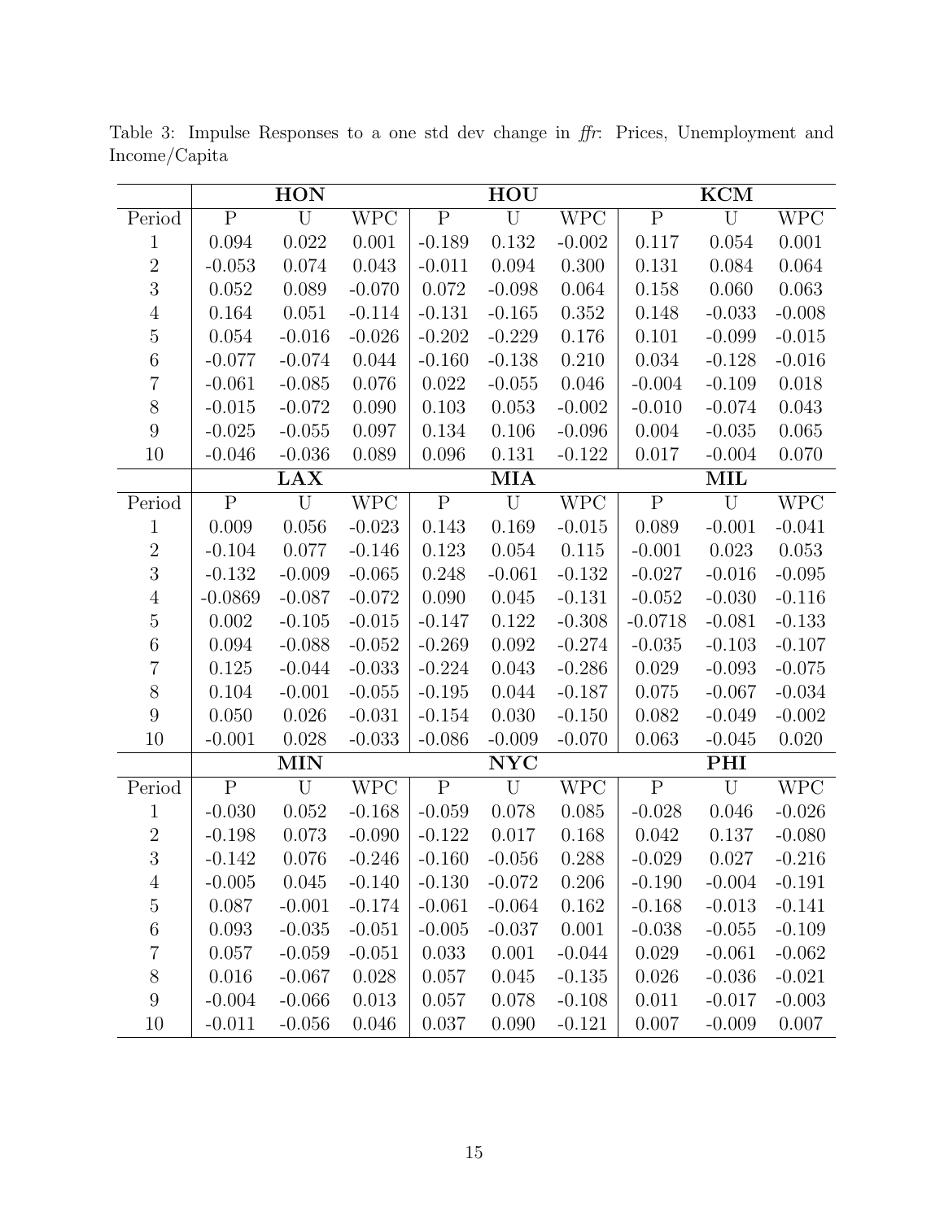Table 3: Impulse Responses to a one std dev change in *ffr*: Prices, Unemployment and Income/Capita

| | **HON** | | | **HOU** | | | **KCM** | | |
|---|---|---|---|---|---|---|---|---|---|
| Period | P | U | WPC | P | U | WPC | P | U | WPC |
| 1 | 0.094 | 0.022 | 0.001 | -0.189 | 0.132 | -0.002 | 0.117 | 0.054 | 0.001 |
| 2 | -0.053 | 0.074 | 0.043 | -0.011 | 0.094 | 0.300 | 0.131 | 0.084 | 0.064 |
| 3 | 0.052 | 0.089 | -0.070 | 0.072 | -0.098 | 0.064 | 0.158 | 0.060 | 0.063 |
| 4 | 0.164 | 0.051 | -0.114 | -0.131 | -0.165 | 0.352 | 0.148 | -0.033 | -0.008 |
| 5 | 0.054 | -0.016 | -0.026 | -0.202 | -0.229 | 0.176 | 0.101 | -0.099 | -0.015 |
| 6 | -0.077 | -0.074 | 0.044 | -0.160 | -0.138 | 0.210 | 0.034 | -0.128 | -0.016 |
| 7 | -0.061 | -0.085 | 0.076 | 0.022 | -0.055 | 0.046 | -0.004 | -0.109 | 0.018 |
| 8 | -0.015 | -0.072 | 0.090 | 0.103 | 0.053 | -0.002 | -0.010 | -0.074 | 0.043 |
| 9 | -0.025 | -0.055 | 0.097 | 0.134 | 0.106 | -0.096 | 0.004 | -0.035 | 0.065 |
| 10 | -0.046 | -0.036 | 0.089 | 0.096 | 0.131 | -0.122 | 0.017 | -0.004 | 0.070 |
| | **LAX** | | | **MIA** | | | **MIL** | | |
| Period | P | U | WPC | P | U | WPC | P | U | WPC |
| 1 | 0.009 | 0.056 | -0.023 | 0.143 | 0.169 | -0.015 | 0.089 | -0.001 | -0.041 |
| 2 | -0.104 | 0.077 | -0.146 | 0.123 | 0.054 | 0.115 | -0.001 | 0.023 | 0.053 |
| 3 | -0.132 | -0.009 | -0.065 | 0.248 | -0.061 | -0.132 | -0.027 | -0.016 | -0.095 |
| 4 | -0.0869 | -0.087 | -0.072 | 0.090 | 0.045 | -0.131 | -0.052 | -0.030 | -0.116 |
| 5 | 0.002 | -0.105 | -0.015 | -0.147 | 0.122 | -0.308 | -0.0718 | -0.081 | -0.133 |
| 6 | 0.094 | -0.088 | -0.052 | -0.269 | 0.092 | -0.274 | -0.035 | -0.103 | -0.107 |
| 7 | 0.125 | -0.044 | -0.033 | -0.224 | 0.043 | -0.286 | 0.029 | -0.093 | -0.075 |
| 8 | 0.104 | -0.001 | -0.055 | -0.195 | 0.044 | -0.187 | 0.075 | -0.067 | -0.034 |
| 9 | 0.050 | 0.026 | -0.031 | -0.154 | 0.030 | -0.150 | 0.082 | -0.049 | -0.002 |
| 10 | -0.001 | 0.028 | -0.033 | -0.086 | -0.009 | -0.070 | 0.063 | -0.045 | 0.020 |
| | **MIN** | | | **NYC** | | | **PHI** | | |
| Period | P | U | WPC | P | U | WPC | P | U | WPC |
| 1 | -0.030 | 0.052 | -0.168 | -0.059 | 0.078 | 0.085 | -0.028 | 0.046 | -0.026 |
| 2 | -0.198 | 0.073 | -0.090 | -0.122 | 0.017 | 0.168 | 0.042 | 0.137 | -0.080 |
| 3 | -0.142 | 0.076 | -0.246 | -0.160 | -0.056 | 0.288 | -0.029 | 0.027 | -0.216 |
| 4 | -0.005 | 0.045 | -0.140 | -0.130 | -0.072 | 0.206 | -0.190 | -0.004 | -0.191 |
| 5 | 0.087 | -0.001 | -0.174 | -0.061 | -0.064 | 0.162 | -0.168 | -0.013 | -0.141 |
| 6 | 0.093 | -0.035 | -0.051 | -0.005 | -0.037 | 0.001 | -0.038 | -0.055 | -0.109 |
| 7 | 0.057 | -0.059 | -0.051 | 0.033 | 0.001 | -0.044 | 0.029 | -0.061 | -0.062 |
| 8 | 0.016 | -0.067 | 0.028 | 0.057 | 0.045 | -0.135 | 0.026 | -0.036 | -0.021 |
| 9 | -0.004 | -0.066 | 0.013 | 0.057 | 0.078 | -0.108 | 0.011 | -0.017 | -0.003 |
| 10 | -0.011 | -0.056 | 0.046 | 0.037 | 0.090 | -0.121 | 0.007 | -0.009 | 0.007 |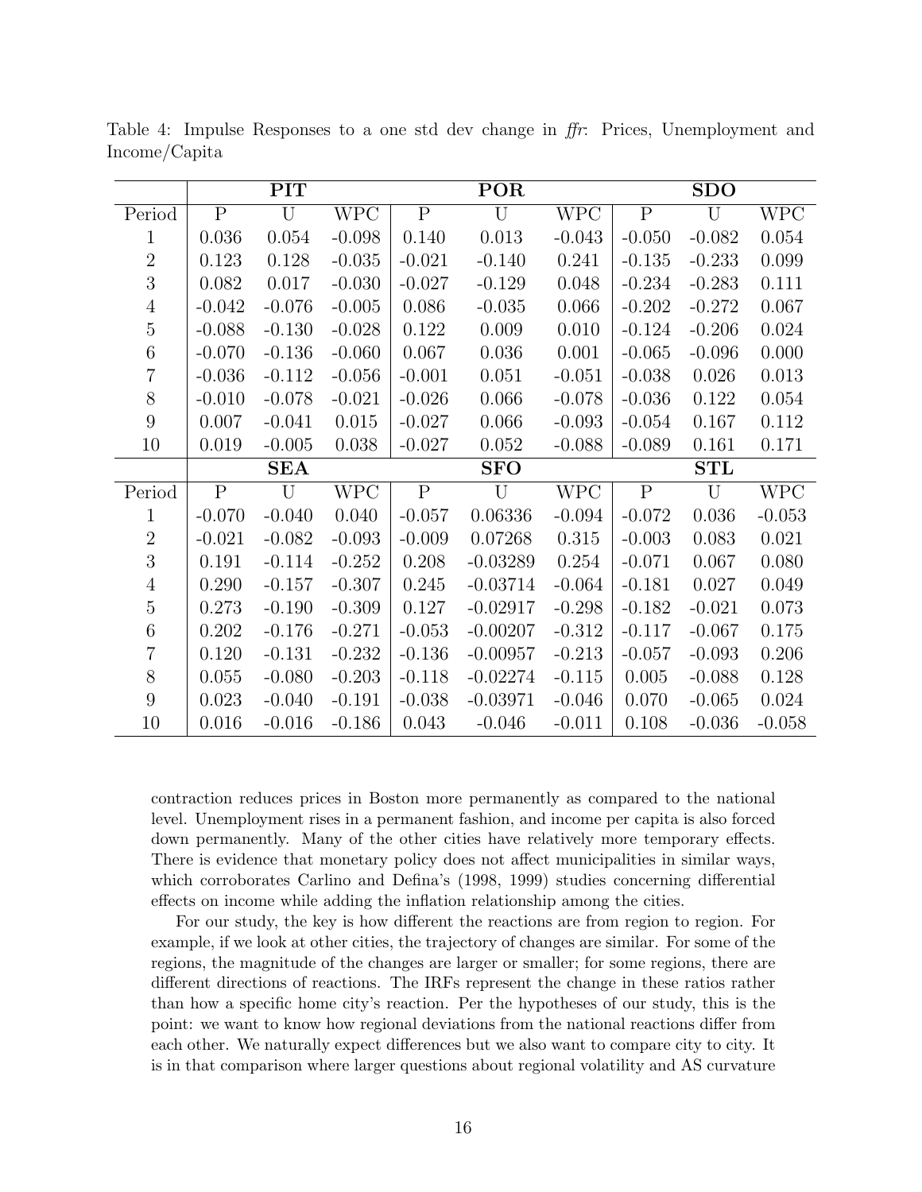Table 4: Impulse Responses to a one std dev change in *ffr*: Prices, Unemployment and Income/Capita

| | **PIT** | | | **POR** | | | **SDO** | | |
|---|---|---|---|---|---|---|---|---|---|
| Period | P | U | WPC | P | U | WPC | P | U | WPC |
| 1 | 0.036 | 0.054 | -0.098 | 0.140 | 0.013 | -0.043 | -0.050 | -0.082 | 0.054 |
| 2 | 0.123 | 0.128 | -0.035 | -0.021 | -0.140 | 0.241 | -0.135 | -0.233 | 0.099 |
| 3 | 0.082 | 0.017 | -0.030 | -0.027 | -0.129 | 0.048 | -0.234 | -0.283 | 0.111 |
| 4 | -0.042 | -0.076 | -0.005 | 0.086 | -0.035 | 0.066 | -0.202 | -0.272 | 0.067 |
| 5 | -0.088 | -0.130 | -0.028 | 0.122 | 0.009 | 0.010 | -0.124 | -0.206 | 0.024 |
| 6 | -0.070 | -0.136 | -0.060 | 0.067 | 0.036 | 0.001 | -0.065 | -0.096 | 0.000 |
| 7 | -0.036 | -0.112 | -0.056 | -0.001 | 0.051 | -0.051 | -0.038 | 0.026 | 0.013 |
| 8 | -0.010 | -0.078 | -0.021 | -0.026 | 0.066 | -0.078 | -0.036 | 0.122 | 0.054 |
| 9 | 0.007 | -0.041 | 0.015 | -0.027 | 0.066 | -0.093 | -0.054 | 0.167 | 0.112 |
| 10 | 0.019 | -0.005 | 0.038 | -0.027 | 0.052 | -0.088 | -0.089 | 0.161 | 0.171 |
| | **SEA** | | | **SFO** | | | **STL** | | |
| Period | P | U | WPC | P | U | WPC | P | U | WPC |
| 1 | -0.070 | -0.040 | 0.040 | -0.057 | 0.06336 | -0.094 | -0.072 | 0.036 | -0.053 |
| 2 | -0.021 | -0.082 | -0.093 | -0.009 | 0.07268 | 0.315 | -0.003 | 0.083 | 0.021 |
| 3 | 0.191 | -0.114 | -0.252 | 0.208 | -0.03289 | 0.254 | -0.071 | 0.067 | 0.080 |
| 4 | 0.290 | -0.157 | -0.307 | 0.245 | -0.03714 | -0.064 | -0.181 | 0.027 | 0.049 |
| 5 | 0.273 | -0.190 | -0.309 | 0.127 | -0.02917 | -0.298 | -0.182 | -0.021 | 0.073 |
| 6 | 0.202 | -0.176 | -0.271 | -0.053 | -0.00207 | -0.312 | -0.117 | -0.067 | 0.175 |
| 7 | 0.120 | -0.131 | -0.232 | -0.136 | -0.00957 | -0.213 | -0.057 | -0.093 | 0.206 |
| 8 | 0.055 | -0.080 | -0.203 | -0.118 | -0.02274 | -0.115 | 0.005 | -0.088 | 0.128 |
| 9 | 0.023 | -0.040 | -0.191 | -0.038 | -0.03971 | -0.046 | 0.070 | -0.065 | 0.024 |
| 10 | 0.016 | -0.016 | -0.186 | 0.043 | -0.046 | -0.011 | 0.108 | -0.036 | -0.058 |

contraction reduces prices in Boston more permanently as compared to the national level. Unemployment rises in a permanent fashion, and income per capita is also forced down permanently. Many of the other cities have relatively more temporary effects. There is evidence that monetary policy does not affect municipalities in similar ways, which corroborates Carlino and Defina's (1998, 1999) studies concerning differential effects on income while adding the inflation relationship among the cities.

For our study, the key is how different the reactions are from region to region. For example, if we look at other cities, the trajectory of changes are similar. For some of the regions, the magnitude of the changes are larger or smaller; for some regions, there are different directions of reactions. The IRFs represent the change in these ratios rather than how a specific home city's reaction. Per the hypotheses of our study, this is the point: we want to know how regional deviations from the national reactions differ from each other. We naturally expect differences but we also want to compare city to city. It is in that comparison where larger questions about regional volatility and AS curvature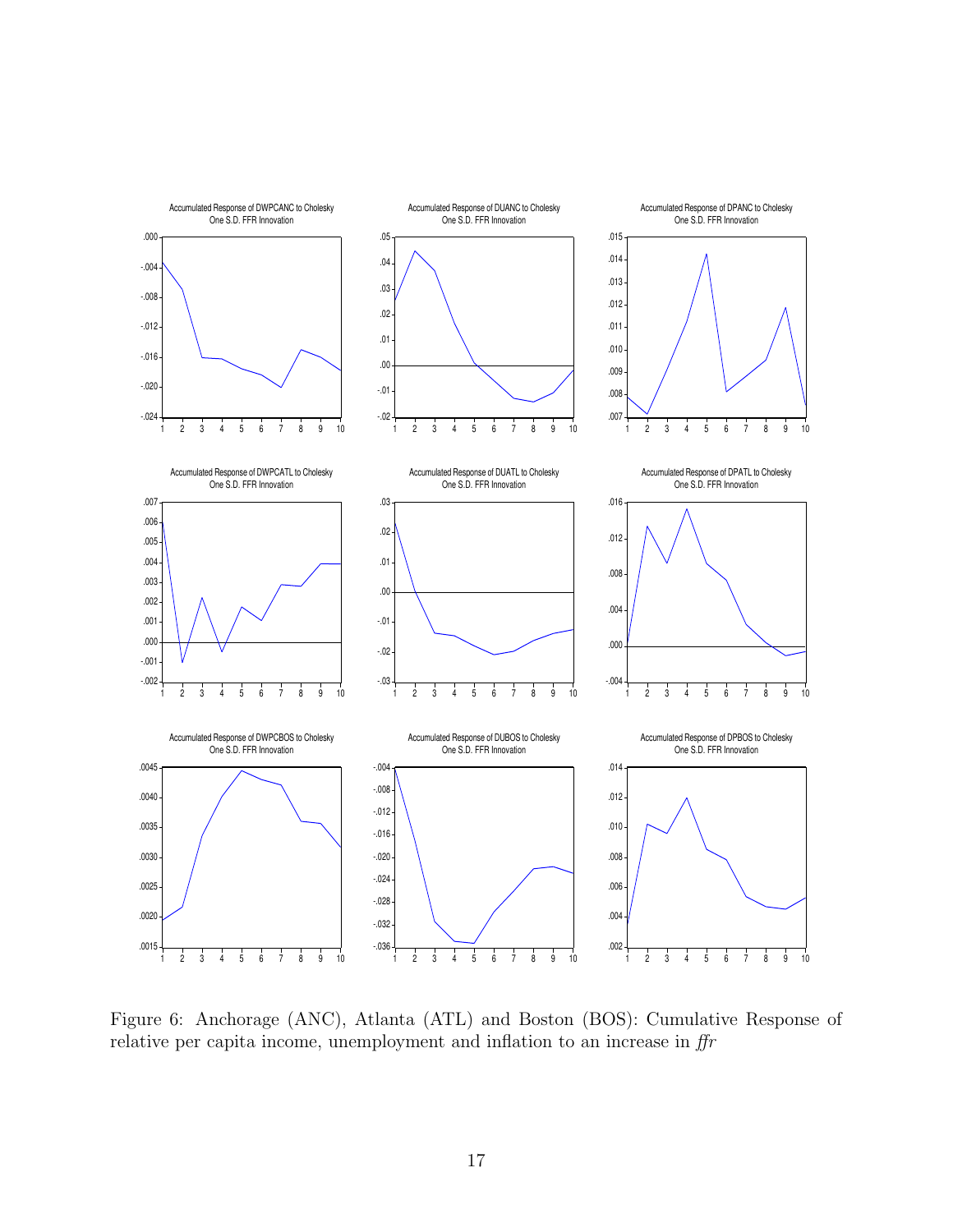Accumulated Response of DWPCANC to Cholesky One S.D. FFR Innovation

Accumulated Response of DUANC to Cholesky One S.D. FFR Innovation

Accumulated Response of DPANC to Cholesky One S.D. FFR Innovation

Accumulated Response of DWPCATL to Cholesky One S.D. FFR Innovation

Accumulated Response of DUATL to Cholesky One S.D. FFR Innovation

Accumulated Response of DPATL to Cholesky One S.D. FFR Innovation

Accumulated Response of DWPCBOS to Cholesky One S.D. FFR Innovation

Accumulated Response of DUBOS to Cholesky One S.D. FFR Innovation

Accumulated Response of DPBOS to Cholesky One S.D. FFR Innovation

Figure 6: Anchorage (ANC), Atlanta (ATL) and Boston (BOS): Cumulative Response of relative per capita income, unemployment and inflation to an increase in *ffr*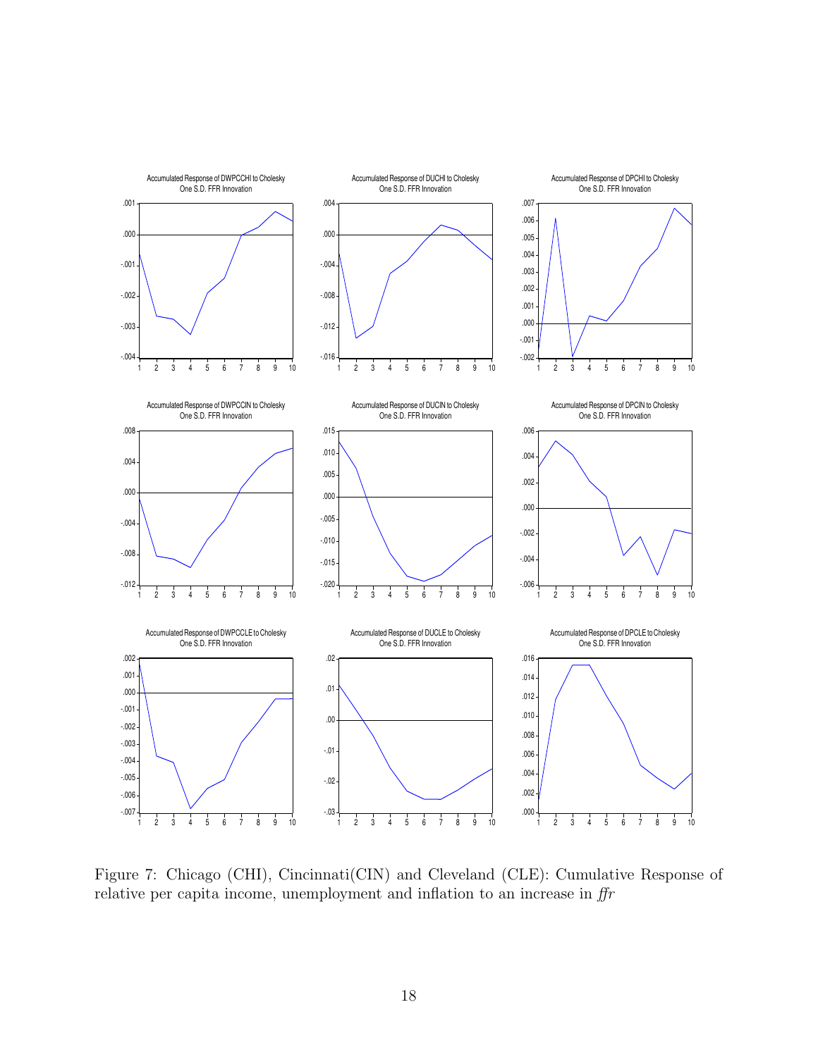Accumulated Response of DWPCCHI to Cholesky
One S.D. FFR Innovation

.001
.000
-.001
-.002
-.003
-.004
1 2 3 4 5 6 7 8 9 10

Accumulated Response of DUCHI to Cholesky
One S.D. FFR Innovation

.004
.000
-.004
-.008
-.012
-.016
1 2 3 4 5 6 7 8 9 10

Accumulated Response of DPCHI to Cholesky
One S.D. FFR Innovation

.007
.006
.005
.004
.003
.002
.001
.000
-.001
-.002
1 2 3 4 5 6 7 8 9 10

Accumulated Response of DWPCCIN to Cholesky
One S.D. FFR Innovation

.008
.004
.000
-.004
-.008
-.012
1 2 3 4 5 6 7 8 9 10

Accumulated Response of DUCIN to Cholesky
One S.D. FFR Innovation

.015
.010
.005
.000
-.005
-.010
-.015
-.020
1 2 3 4 5 6 7 8 9 10

Accumulated Response of DPCIN to Cholesky
One S.D. FFR Innovation

.006
.004
.002
.000
-.002
-.004
-.006
1 2 3 4 5 6 7 8 9 10

Accumulated Response of DWPCCLE to Cholesky
One S.D. FFR Innovation

.002
.001
.000
-.001
-.002
-.003
-.004
-.005
-.006
-.007
1 2 3 4 5 6 7 8 9 10

Accumulated Response of DUCLE to Cholesky
One S.D. FFR Innovation

.02
.01
.00
-.01
-.02
-.03
1 2 3 4 5 6 7 8 9 10

Accumulated Response of DPCLE to Cholesky
One S.D. FFR Innovation

.016
.014
.012
.010
.008
.006
.004
.002
.000
1 2 3 4 5 6 7 8 9 10

Figure 7: Chicago (CHI), Cincinnati(CIN) and Cleveland (CLE): Cumulative Response of relative per capita income, unemployment and inflation to an increase in *ffr*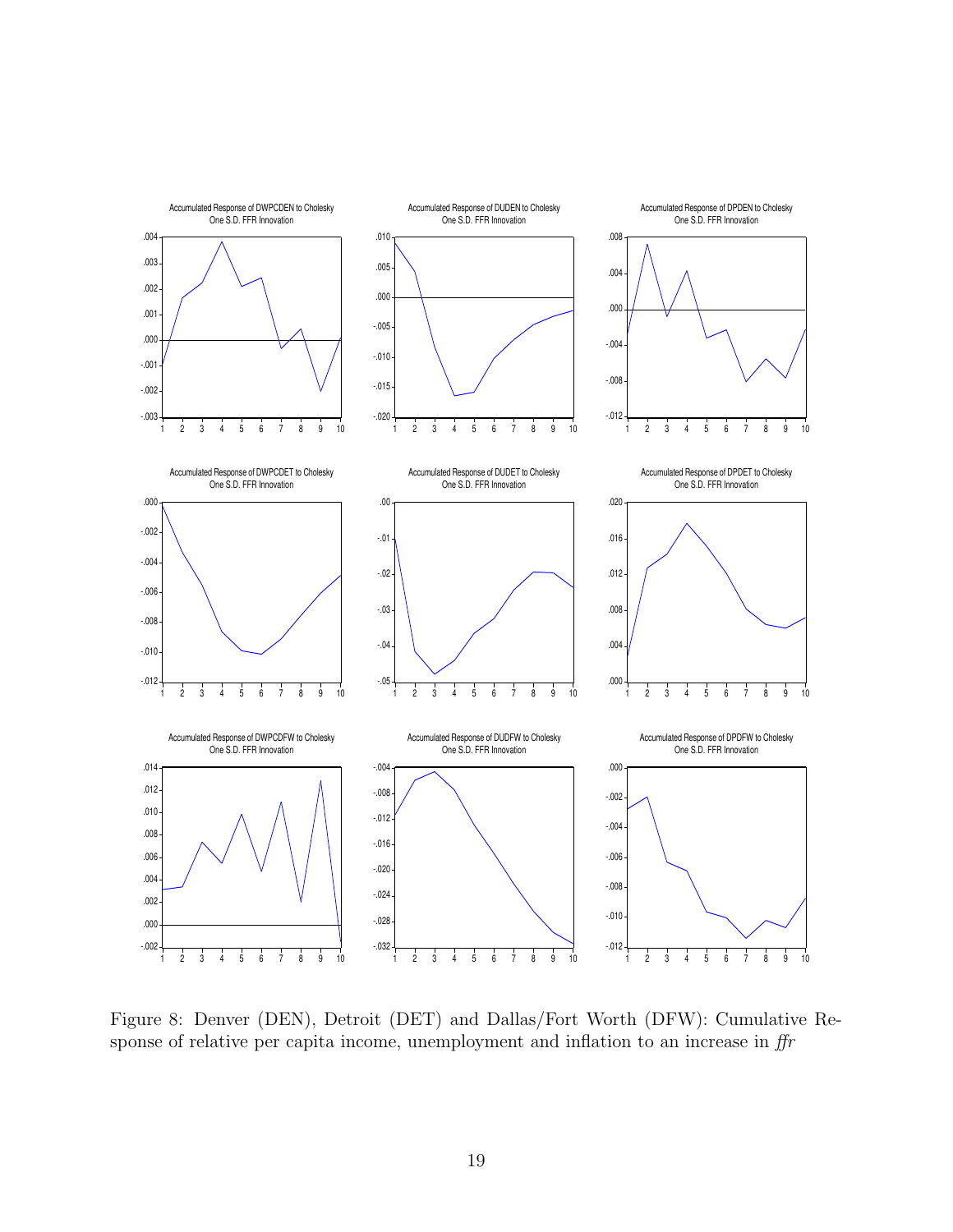Accumulated Response of DWPCDEN to Cholesky
One S.D. FFR Innovation

.004
.003
.002
.001
.000
-.001
-.002
-.003
1 2 3 4 5 6 7 8 9 10

Accumulated Response of DUDEN to Cholesky
One S.D. FFR Innovation

.010
.005
.000
-.005
-.010
-.015
-.020
1 2 3 4 5 6 7 8 9 10

Accumulated Response of DPDEN to Cholesky
One S.D. FFR Innovation

.008
.004
.000
-.004
-.008
-.012
1 2 3 4 5 6 7 8 9 10

Accumulated Response of DWPCDET to Cholesky
One S.D. FFR Innovation

.000
-.002
-.004
-.006
-.008
-.010
-.012
1 2 3 4 5 6 7 8 9 10

Accumulated Response of DUDET to Cholesky
One S.D. FFR Innovation

.00
-.01
-.02
-.03
-.04
-.05
1 2 3 4 5 6 7 8 9 10

Accumulated Response of DPDET to Cholesky
One S.D. FFR Innovation

.020
.016
.012
.008
.004
.000
1 2 3 4 5 6 7 8 9 10

Accumulated Response of DWPCDFW to Cholesky
One S.D. FFR Innovation

.014
.012
.010
.008
.006
.004
.002
.000
-.002
1 2 3 4 5 6 7 8 9 10

Accumulated Response of DUDFW to Cholesky
One S.D. FFR Innovation

-.004
-.008
-.012
-.016
-.020
-.024
-.028
-.032
1 2 3 4 5 6 7 8 9 10

Accumulated Response of DPDFW to Cholesky
One S.D. FFR Innovation

.000
-.002
-.004
-.006
-.008
-.010
-.012
1 2 3 4 5 6 7 8 9 10

Figure 8: Denver (DEN), Detroit (DET) and Dallas/Fort Worth (DFW): Cumulative Response of relative per capita income, unemployment and inflation to an increase in *ffr*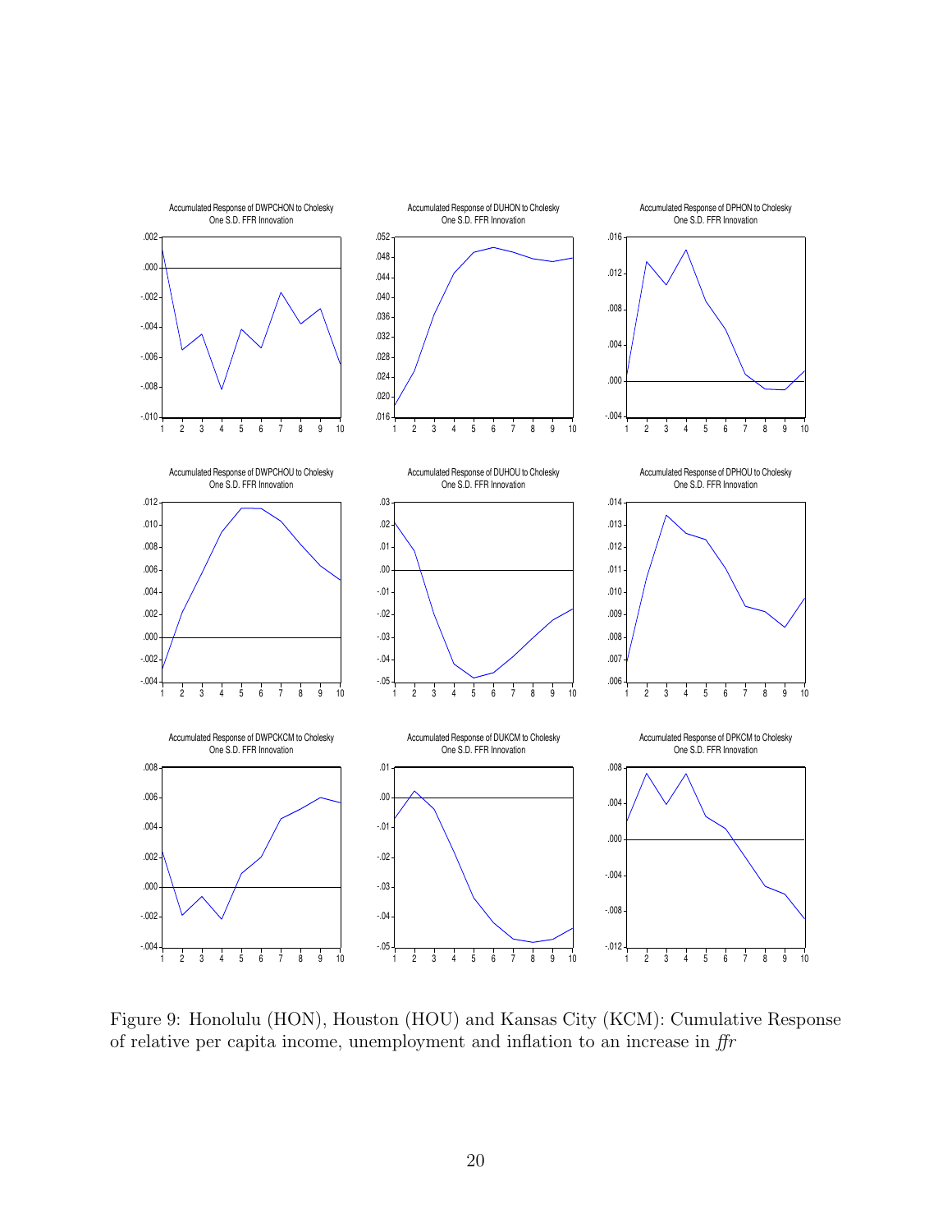Accumulated Response of DWPCHON to Cholesky One S.D. FFR Innovation

.002
.000
-.002
-.004
-.006
-.008
-.010
1 2 3 4 5 6 7 8 9 10

Accumulated Response of DUHON to Cholesky One S.D. FFR Innovation

.052
.048
.044
.040
.036
.032
.028
.024
.020
.016
1 2 3 4 5 6 7 8 9 10

Accumulated Response of DPHON to Cholesky One S.D. FFR Innovation

.016
.012
.008
.004
.000
-.004
1 2 3 4 5 6 7 8 9 10

Accumulated Response of DWPCHOU to Cholesky One S.D. FFR Innovation

.012
.010
.008
.006
.004
.002
.000
-.002
-.004
1 2 3 4 5 6 7 8 9 10

Accumulated Response of DUHOU to Cholesky One S.D. FFR Innovation

.03
.02
.01
.00
-.01
-.02
-.03
-.04
-.05
1 2 3 4 5 6 7 8 9 10

Accumulated Response of DPHOU to Cholesky One S.D. FFR Innovation

.014
.013
.012
.011
.010
.009
.008
.007
.006
1 2 3 4 5 6 7 8 9 10

Accumulated Response of DWPCKCM to Cholesky One S.D. FFR Innovation

.008
.006
.004
.002
.000
-.002
-.004
1 2 3 4 5 6 7 8 9 10

Accumulated Response of DUKCM to Cholesky One S.D. FFR Innovation

.01
.00
-.01
-.02
-.03
-.04
-.05
1 2 3 4 5 6 7 8 9 10

Accumulated Response of DPKCM to Cholesky One S.D. FFR Innovation

.008
.004
.000
-.004
-.008
-.012
1 2 3 4 5 6 7 8 9 10

Figure 9: Honolulu (HON), Houston (HOU) and Kansas City (KCM): Cumulative Response of relative per capita income, unemployment and inflation to an increase in *ffr*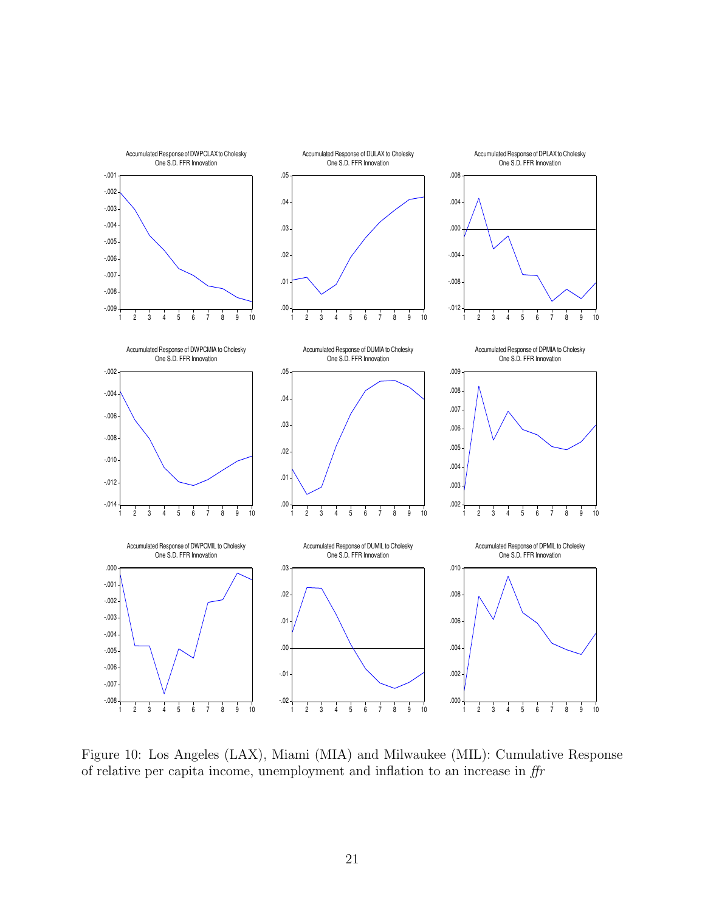Accumulated Response of DWPCLAX to Cholesky
One S.D. FFR Innovation

-.001
-.002
-.003
-.004
-.005
-.006
-.007
-.008
-.009
1 2 3 4 5 6 7 8 9 10

Accumulated Response of DULAX to Cholesky
One S.D. FFR Innovation

.05
.04
.03
.02
.01
.00
1 2 3 4 5 6 7 8 9 10

Accumulated Response of DPLAX to Cholesky
One S.D. FFR Innovation

.008
.004
.000
-.004
-.008
-.012
1 2 3 4 5 6 7 8 9 10

Accumulated Response of DWPCMIA to Cholesky
One S.D. FFR Innovation

-.002
-.004
-.006
-.008
-.010
-.012
-.014
1 2 3 4 5 6 7 8 9 10

Accumulated Response of DUMIA to Cholesky
One S.D. FFR Innovation

.05
.04
.03
.02
.01
.00
1 2 3 4 5 6 7 8 9 10

Accumulated Response of DPMIA to Cholesky
One S.D. FFR Innovation

.009
.008
.007
.006
.005
.004
.003
.002
1 2 3 4 5 6 7 8 9 10

Accumulated Response of DWPCMIL to Cholesky
One S.D. FFR Innovation

.000
-.001
-.002
-.003
-.004
-.005
-.006
-.007
-.008
1 2 3 4 5 6 7 8 9 10

Accumulated Response of DUMIL to Cholesky
One S.D. FFR Innovation

.03
.02
.01
.00
-.01
-.02
1 2 3 4 5 6 7 8 9 10

Accumulated Response of DPMIL to Cholesky
One S.D. FFR Innovation

.010
.008
.006
.004
.002
.000
1 2 3 4 5 6 7 8 9 10

Figure 10: Los Angeles (LAX), Miami (MIA) and Milwaukee (MIL): Cumulative Response of relative per capita income, unemployment and inflation to an increase in *ffr*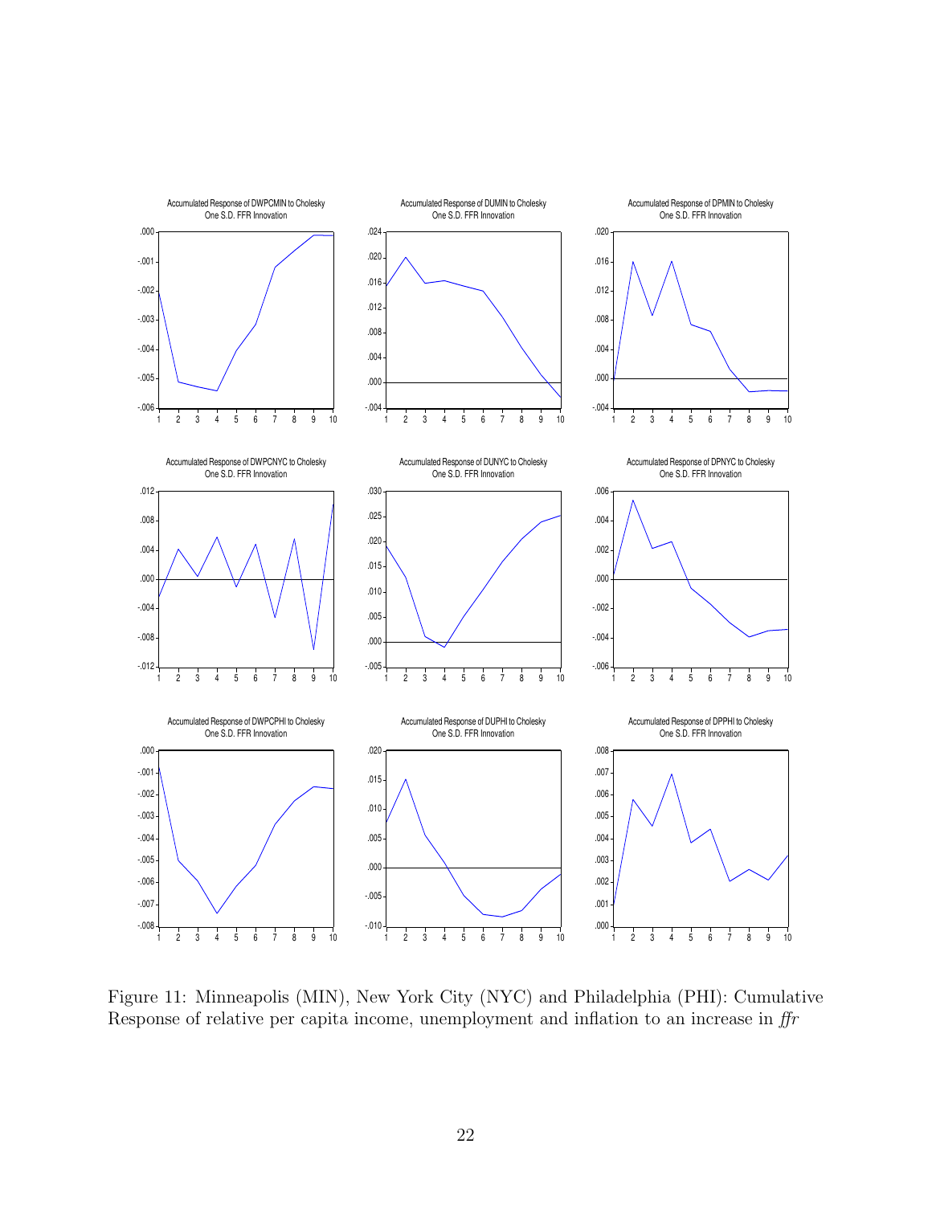Accumulated Response of DWPCMIN to Cholesky One S.D. FFR Innovation

.000
-.001
-.002
-.003
-.004
-.005
-.006
1 2 3 4 5 6 7 8 9 10

Accumulated Response of DUMIN to Cholesky One S.D. FFR Innovation

.024
.020
.016
.012
.008
.004
.000
-.004
1 2 3 4 5 6 7 8 9 10

Accumulated Response of DPMIN to Cholesky One S.D. FFR Innovation

.020
.016
.012
.008
.004
.000
-.004
1 2 3 4 5 6 7 8 9 10

Accumulated Response of DWPCNYC to Cholesky One S.D. FFR Innovation

.012
.008
.004
.000
-.004
-.008
-.012
1 2 3 4 5 6 7 8 9 10

Accumulated Response of DUNYC to Cholesky One S.D. FFR Innovation

.030
.025
.020
.015
.010
.005
.000
-.005
1 2 3 4 5 6 7 8 9 10

Accumulated Response of DPNYC to Cholesky One S.D. FFR Innovation

.006
.004
.002
.000
-.002
-.004
-.006
1 2 3 4 5 6 7 8 9 10

Accumulated Response of DWPCPHI to Cholesky One S.D. FFR Innovation

.000
-.001
-.002
-.003
-.004
-.005
-.006
-.007
-.008
1 2 3 4 5 6 7 8 9 10

Accumulated Response of DUPHI to Cholesky One S.D. FFR Innovation

.020
.015
.010
.005
.000
-.005
-.010
1 2 3 4 5 6 7 8 9 10

Accumulated Response of DPPHI to Cholesky One S.D. FFR Innovation

.008
.007
.006
.005
.004
.003
.002
.001
.000
1 2 3 4 5 6 7 8 9 10

Figure 11: Minneapolis (MIN), New York City (NYC) and Philadelphia (PHI): Cumulative Response of relative per capita income, unemployment and inflation to an increase in *ffr*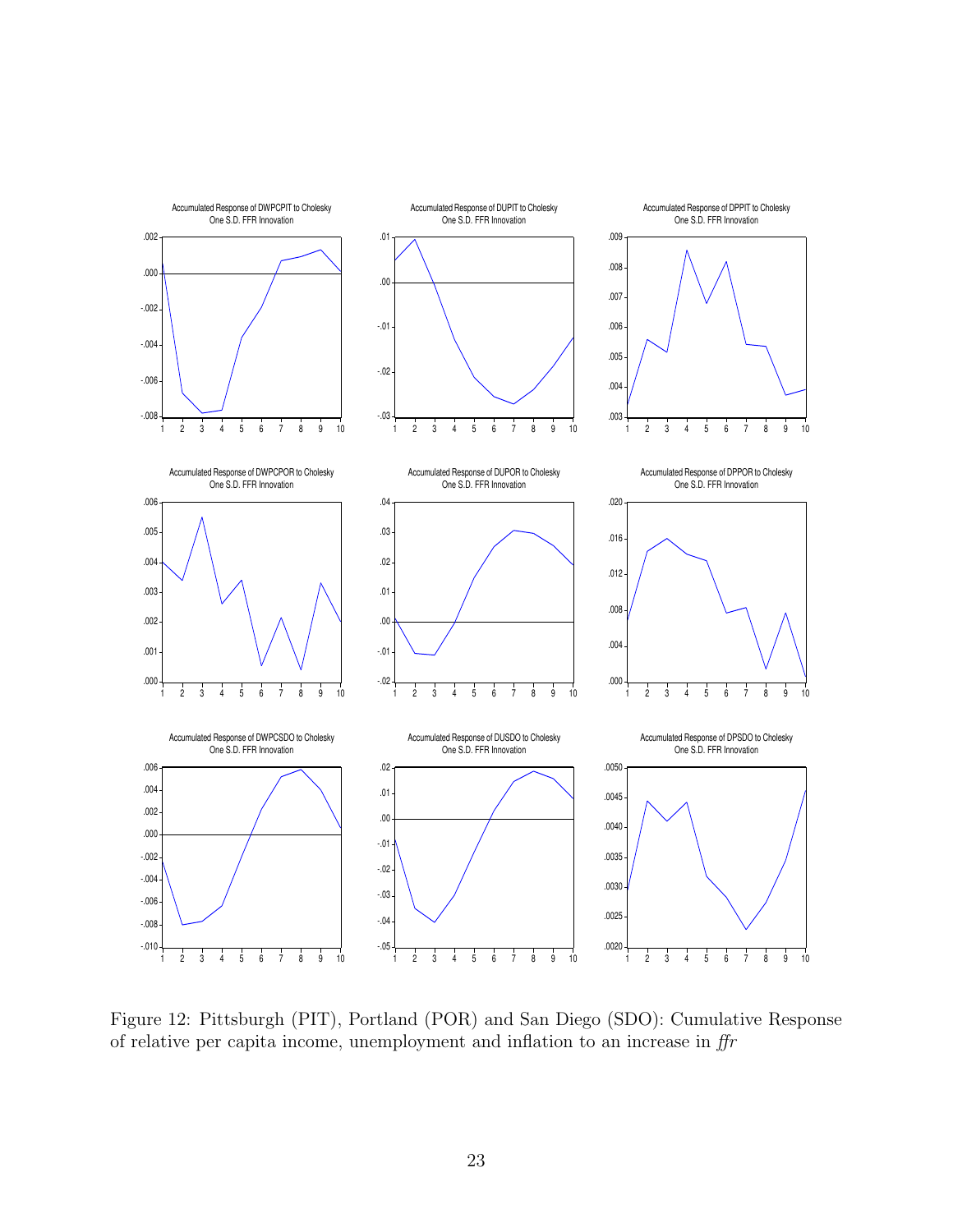Accumulated Response of DWPCPIT to Cholesky One S.D. FFR Innovation

.002
.000
-.002
-.004
-.006
-.008
1 2 3 4 5 6 7 8 9 10

Accumulated Response of DUPIT to Cholesky One S.D. FFR Innovation

.01
.00
-.01
-.02
-.03
1 2 3 4 5 6 7 8 9 10

Accumulated Response of DPPIT to Cholesky One S.D. FFR Innovation

.009
.008
.007
.006
.005
.004
.003
1 2 3 4 5 6 7 8 9 10

Accumulated Response of DWPCPOR to Cholesky One S.D. FFR Innovation

.006
.005
.004
.003
.002
.001
.000
1 2 3 4 5 6 7 8 9 10

Accumulated Response of DUPOR to Cholesky One S.D. FFR Innovation

.04
.03
.02
.01
.00
-.01
-.02
1 2 3 4 5 6 7 8 9 10

Accumulated Response of DPPOR to Cholesky One S.D. FFR Innovation

.020
.016
.012
.008
.004
.000
1 2 3 4 5 6 7 8 9 10

Accumulated Response of DWPCSDO to Cholesky One S.D. FFR Innovation

.006
.004
.002
.000
-.002
-.004
-.006
-.008
-.010
1 2 3 4 5 6 7 8 9 10

Accumulated Response of DUSDO to Cholesky One S.D. FFR Innovation

.02
.01
.00
-.01
-.02
-.03
-.04
-.05
1 2 3 4 5 6 7 8 9 10

Accumulated Response of DPSDO to Cholesky One S.D. FFR Innovation

.0050
.0045
.0040
.0035
.0030
.0025
.0020
1 2 3 4 5 6 7 8 9 10

Figure 12: Pittsburgh (PIT), Portland (POR) and San Diego (SDO): Cumulative Response of relative per capita income, unemployment and inflation to an increase in *ffr*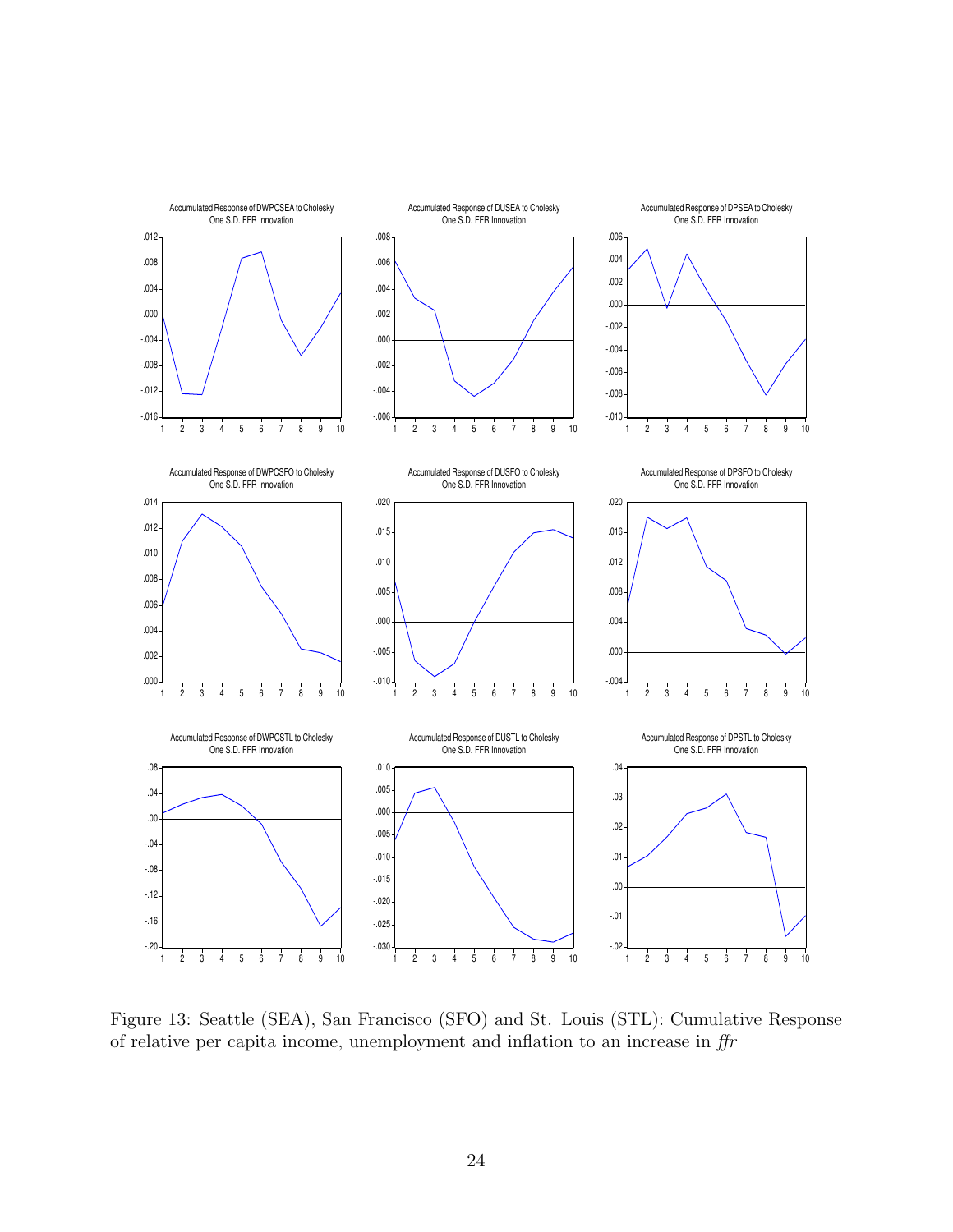Accumulated Response of DWPCSEA to Cholesky One S.D. FFR Innovation

.012
.008
.004
.000
-.004
-.008
-.012
-.016
1 2 3 4 5 6 7 8 9 10

Accumulated Response of DUSEA to Cholesky One S.D. FFR Innovation

.008
.006
.004
.002
.000
-.002
-.004
-.006
1 2 3 4 5 6 7 8 9 10

Accumulated Response of DPSEA to Cholesky One S.D. FFR Innovation

.006
.004
.002
.000
-.002
-.004
-.006
-.008
-.010
1 2 3 4 5 6 7 8 9 10

Accumulated Response of DWPCSFO to Cholesky One S.D. FFR Innovation

.014
.012
.010
.008
.006
.004
.002
.000
1 2 3 4 5 6 7 8 9 10

Accumulated Response of DUSFO to Cholesky One S.D. FFR Innovation

.020
.015
.010
.005
.000
-.005
-.010
1 2 3 4 5 6 7 8 9 10

Accumulated Response of DPSFO to Cholesky One S.D. FFR Innovation

.020
.016
.012
.008
.004
.000
-.004
1 2 3 4 5 6 7 8 9 10

Accumulated Response of DWPCSTL to Cholesky One S.D. FFR Innovation

.08
.04
.00
-.04
-.08
-.12
-.16
-.20
1 2 3 4 5 6 7 8 9 10

Accumulated Response of DUSTL to Cholesky One S.D. FFR Innovation

.010
.005
.000
-.005
-.010
-.015
-.020
-.025
-.030
1 2 3 4 5 6 7 8 9 10

Accumulated Response of DPSTL to Cholesky One S.D. FFR Innovation

.04
.03
.02
.01
.00
-.01
-.02
1 2 3 4 5 6 7 8 9 10

Figure 13: Seattle (SEA), San Francisco (SFO) and St. Louis (STL): Cumulative Response of relative per capita income, unemployment and inflation to an increase in *ffr*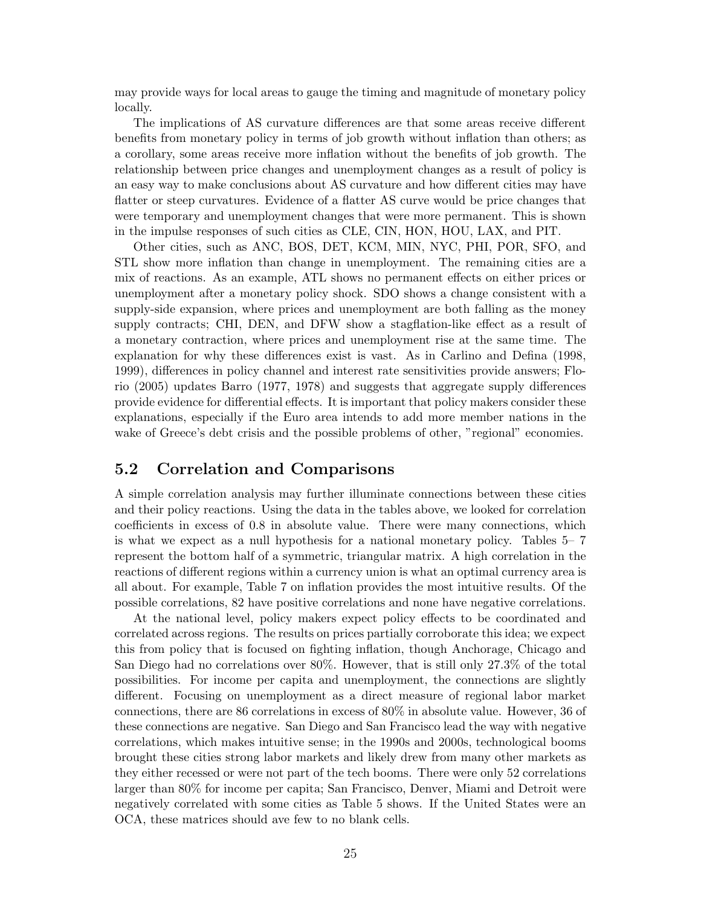may provide ways for local areas to gauge the timing and magnitude of monetary policy locally.

The implications of AS curvature differences are that some areas receive different benefits from monetary policy in terms of job growth without inflation than others; as a corollary, some areas receive more inflation without the benefits of job growth. The relationship between price changes and unemployment changes as a result of policy is an easy way to make conclusions about AS curvature and how different cities may have flatter or steep curvatures. Evidence of a flatter AS curve would be price changes that were temporary and unemployment changes that were more permanent. This is shown in the impulse responses of such cities as CLE, CIN, HON, HOU, LAX, and PIT.

Other cities, such as ANC, BOS, DET, KCM, MIN, NYC, PHI, POR, SFO, and STL show more inflation than change in unemployment. The remaining cities are a mix of reactions. As an example, ATL shows no permanent effects on either prices or unemployment after a monetary policy shock. SDO shows a change consistent with a supply-side expansion, where prices and unemployment are both falling as the money supply contracts; CHI, DEN, and DFW show a stagflation-like effect as a result of a monetary contraction, where prices and unemployment rise at the same time. The explanation for why these differences exist is vast. As in Carlino and Defina (1998, 1999), differences in policy channel and interest rate sensitivities provide answers; Florio (2005) updates Barro (1977, 1978) and suggests that aggregate supply differences provide evidence for differential effects. It is important that policy makers consider these explanations, especially if the Euro area intends to add more member nations in the wake of Greece's debt crisis and the possible problems of other, "regional" economies.

## 5.2 Correlation and Comparisons

A simple correlation analysis may further illuminate connections between these cities and their policy reactions. Using the data in the tables above, we looked for correlation coefficients in excess of 0.8 in absolute value. There were many connections, which is what we expect as a null hypothesis for a national monetary policy. Tables 5– 7 represent the bottom half of a symmetric, triangular matrix. A high correlation in the reactions of different regions within a currency union is what an optimal currency area is all about. For example, Table 7 on inflation provides the most intuitive results. Of the possible correlations, 82 have positive correlations and none have negative correlations.

At the national level, policy makers expect policy effects to be coordinated and correlated across regions. The results on prices partially corroborate this idea; we expect this from policy that is focused on fighting inflation, though Anchorage, Chicago and San Diego had no correlations over 80%. However, that is still only 27.3% of the total possibilities. For income per capita and unemployment, the connections are slightly different. Focusing on unemployment as a direct measure of regional labor market connections, there are 86 correlations in excess of 80% in absolute value. However, 36 of these connections are negative. San Diego and San Francisco lead the way with negative correlations, which makes intuitive sense; in the 1990s and 2000s, technological booms brought these cities strong labor markets and likely drew from many other markets as they either recessed or were not part of the tech booms. There were only 52 correlations larger than 80% for income per capita; San Francisco, Denver, Miami and Detroit were negatively correlated with some cities as Table 5 shows. If the United States were an OCA, these matrices should ave few to no blank cells.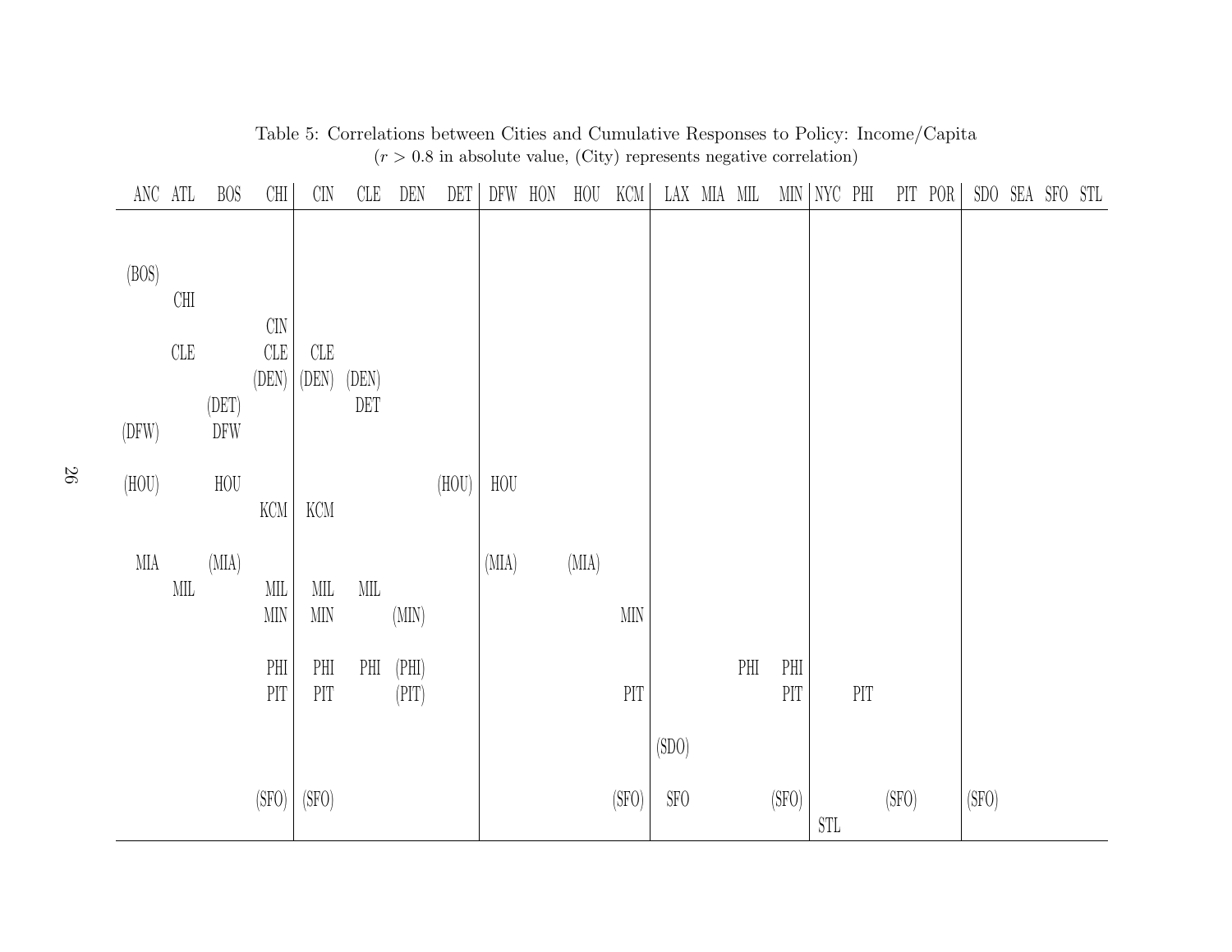Table 5: Correlations between Cities and Cumulative Responses to Policy: Income/Capita
($r > 0.8$ in absolute value, (City) represents negative correlation)

| ANC | ATL | BOS | CHI | CIN | CLE | DEN | DET | DFW | HON | HOU | KCM | LAX | MIA | MIL | MIN | NYC | PHI | PIT | POR | SDO | SEA | SFO | STL |
|---|---|---|---|---|---|---|---|---|---|---|---|---|---|---|---|---|---|---|---|---|---|---|---|
| | | | | | | | | | | | | | | | | | | | | | | | |
| | | | | | | | | | | | | | | | | | | | | | | | |
| (BOS) | | | | | | | | | | | | | | | | | | | | | | | |
| | CHI | | | | | | | | | | | | | | | | | | | | | | |
| | | | CIN | | | | | | | | | | | | | | | | | | | | |
| | CLE | | CLE | CLE | | | | | | | | | | | | | | | | | | | |
| | | | (DEN) | (DEN) | (DEN) | | | | | | | | | | | | | | | | | | |
| | | (DET) | | | DET | | | | | | | | | | | | | | | | | | |
| (DFW) | | DFW | | | | | | | | | | | | | | | | | | | | | |
| | | | | | | | | | | | | | | | | | | | | | | | |
| (HOU) | | HOU | | | | | (HOU) | HOU | | | | | | | | | | | | | | | |
| | | | KCM | KCM | | | | | | | | | | | | | | | | | | | |
| | | | | | | | | | | | | | | | | | | | | | | | |
| MIA | | (MIA) | | | | | | (MIA) | | (MIA) | | | | | | | | | | | | | |
| | MIL | | MIL | MIL | MIL | | | | | | | | | | | | | | | | | | |
| | | | MIN | MIN | | (MIN) | | | | | MIN | | | | | | | | | | | | |
| | | | | | | | | | | | | | | | | | | | | | | | |
| | | | PHI | PHI | PHI | (PHI) | | | | | | | | PHI | PHI | | | | | | | | |
| | | | PIT | PIT | | (PIT) | | | | | PIT | | | | PIT | | PIT | | | | | | |
| | | | | | | | | | | | | | | | | | | | | | | | |
| | | | | | | | | | | | | (SDO) | | | | | | | | | | | |
| | | | | | | | | | | | | | | | | | | | | | | | |
| | | | (SFO) | (SFO) | | | | | | | (SFO) | SFO | | | (SFO) | | | (SFO) | | (SFO) | | | |
| | | | | | | | | | | | | | | | | STL | | | | | | | |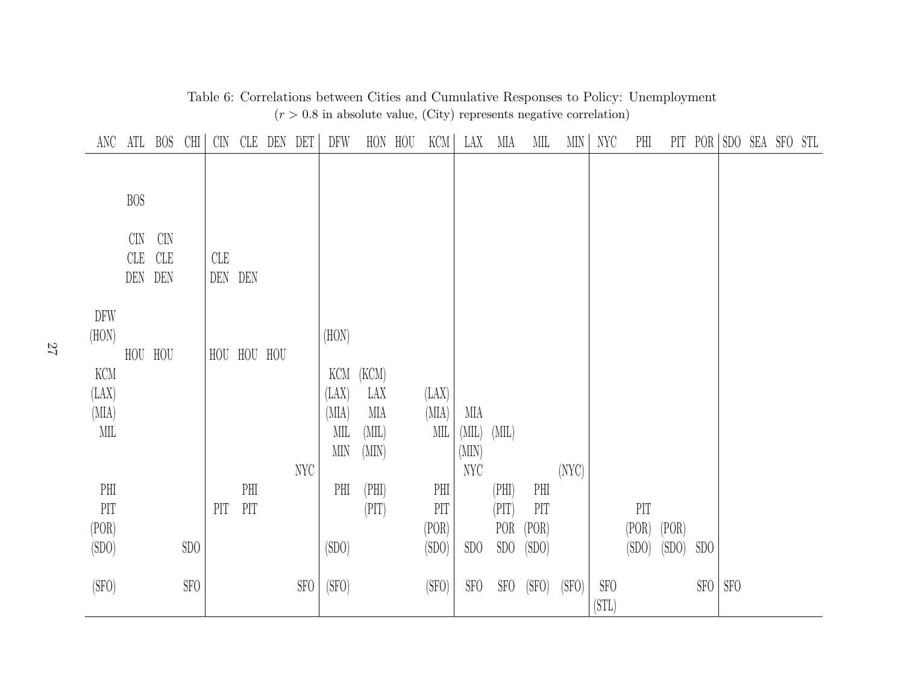Table 6: Correlations between Cities and Cumulative Responses to Policy: Unemployment
($r > 0.8$ in absolute value, (City) represents negative correlation)

| ANC | ATL | BOS | CHI | CIN | CLE | DEN | DET | DFW | HON | HOU | KCM | LAX | MIA | MIL | MIN | NYC | PHI | PIT | POR | SDO | SEA | SFO | STL |
|---|---|---|---|---|---|---|---|---|---|---|---|---|---|---|---|---|---|---|---|---|---|---|---|
| | | | | | | | | | | | | | | | | | | | | | | | |
| | | | | | | | | | | | | | | | | | | | | | | | |
| | BOS | | | | | | | | | | | | | | | | | | | | | | |
| | | | | | | | | | | | | | | | | | | | | | | | |
| | CIN | CIN | | | | | | | | | | | | | | | | | | | | | |
| | CLE | CLE | | CLE | | | | | | | | | | | | | | | | | | | |
| | DEN | DEN | | DEN | DEN | | | | | | | | | | | | | | | | | | |
| | | | | | | | | | | | | | | | | | | | | | | | |
| DFW | | | | | | | | | | | | | | | | | | | | | | | |
| (HON) | | | | | | | | (HON) | | | | | | | | | | | | | | | |
| | HOU | HOU | | HOU | HOU | HOU | | | | | | | | | | | | | | | | | |
| KCM | | | | | | | | KCM | (KCM) | | | | | | | | | | | | | | |
| (LAX) | | | | | | | | (LAX) | LAX | | (LAX) | | | | | | | | | | | | |
| (MIA) | | | | | | | | (MIA) | MIA | | (MIA) | MIA | | | | | | | | | | | |
| MIL | | | | | | | | MIL | (MIL) | | MIL | (MIL) | (MIL) | | | | | | | | | | |
| | | | | | | | | MIN | (MIN) | | | (MIN) | | | | | | | | | | | |
| | | | | | | | NYC | | | | | NYC | | | (NYC) | | | | | | | | |
| PHI | | | | | PHI | | | PHI | (PHI) | | PHI | | (PHI) | PHI | | | | | | | | | |
| PIT | | | | PIT | PIT | | | | (PIT) | | PIT | | (PIT) | PIT | | | PIT | | | | | | |
| (POR) | | | | | | | | | | | (POR) | | POR | (POR) | | | (POR) | (POR) | | | | | |
| (SDO) | | | SDO | | | | | (SDO) | | | (SDO) | SDO | SDO | (SDO) | | | (SDO) | (SDO) | SDO | | | | |
| | | | | | | | | | | | | | | | | | | | | | | | |
| (SFO) | | | SFO | | | | SFO | (SFO) | | | (SFO) | SFO | SFO | (SFO) | (SFO) | SFO | | | SFO | SFO | | | |
| | | | | | | | | | | | | | | | | (STL) | | | | | | | |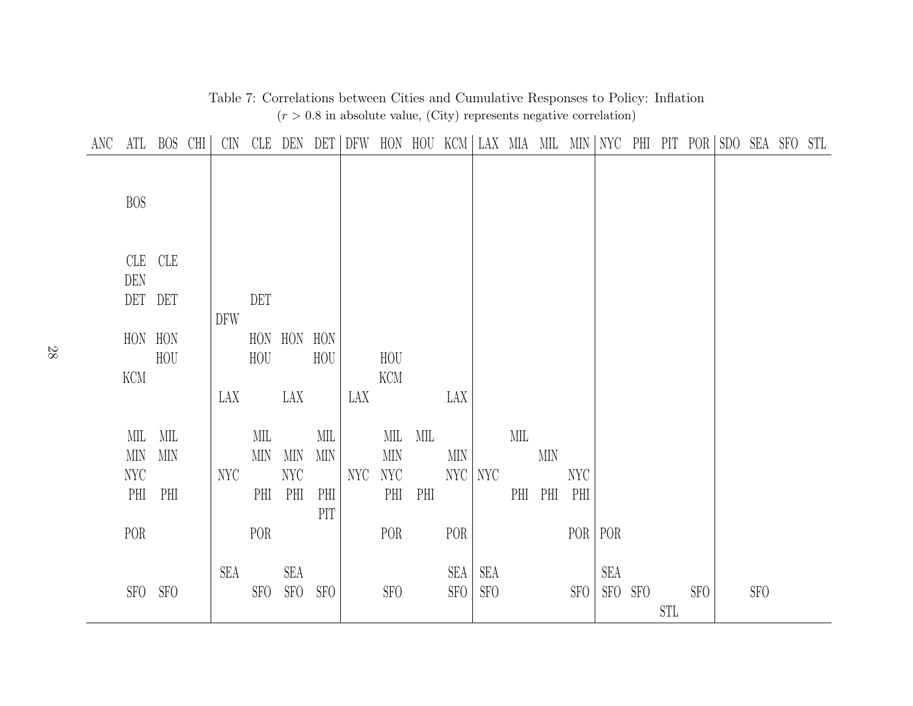Table 7: Correlations between Cities and Cumulative Responses to Policy: Inflation
($r > 0.8$ in absolute value, (City) represents negative correlation)

| ANC | ATL | BOS | CHI | CIN | CLE | DEN | DET | DFW | HON | HOU | KCM | LAX | MIA | MIL | MIN | NYC | PHI | PIT | POR | SDO | SEA | SFO | STL |
|---|---|---|---|---|---|---|---|---|---|---|---|---|---|---|---|---|---|---|---|---|---|---|---|
| | | | | | | | | | | | | | | | | | | | | | | | |
| | | | | | | | | | | | | | | | | | | | | | | | |
| | BOS | | | | | | | | | | | | | | | | | | | | | | |
| | | | | | | | | | | | | | | | | | | | | | | | |
| | | | | | | | | | | | | | | | | | | | | | | | |
| | CLE | CLE | | | | | | | | | | | | | | | | | | | | | |
| | DEN | | | | | | | | | | | | | | | | | | | | | | |
| | DET | DET | | | DET | | | | | | | | | | | | | | | | | | |
| | | | | DFW | | | | | | | | | | | | | | | | | | | |
| | HON | HON | | | HON | HON | HON | | | | | | | | | | | | | | | | |
| | | HOU | | | HOU | | HOU | | HOU | | | | | | | | | | | | | | |
| | KCM | | | | | | | | KCM | | | | | | | | | | | | | | |
| | | | | LAX | | LAX | | LAX | | | LAX | | | | | | | | | | | | |
| | | | | | | | | | | | | | | | | | | | | | | | |
| | MIL | MIL | | | MIL | | MIL | | MIL | MIL | | | MIL | | | | | | | | | | |
| | MIN | MIN | | | MIN | MIN | MIN | | MIN | | MIN | | | MIN | | | | | | | | | |
| | NYC | | | NYC | | NYC | | NYC | NYC | | NYC | NYC | | | NYC | | | | | | | | |
| | PHI | PHI | | | PHI | PHI | PHI | | PHI | PHI | | | PHI | PHI | PHI | | | | | | | | |
| | | | | | | | PIT | | | | | | | | | | | | | | | | |
| | POR | | | | POR | | | | POR | | POR | | | | POR | POR | | | | | | | |
| | | | | | | | | | | | | | | | | | | | | | | | |
| | | | | SEA | | SEA | | | | | SEA | SEA | | | | SEA | | | | | | | |
| | SFO | SFO | | | SFO | SFO | SFO | | SFO | | SFO | SFO | | | SFO | SFO | SFO | | SFO | | SFO | | |
| | | | | | | | | | | | | | | | | | | STL | | | | | |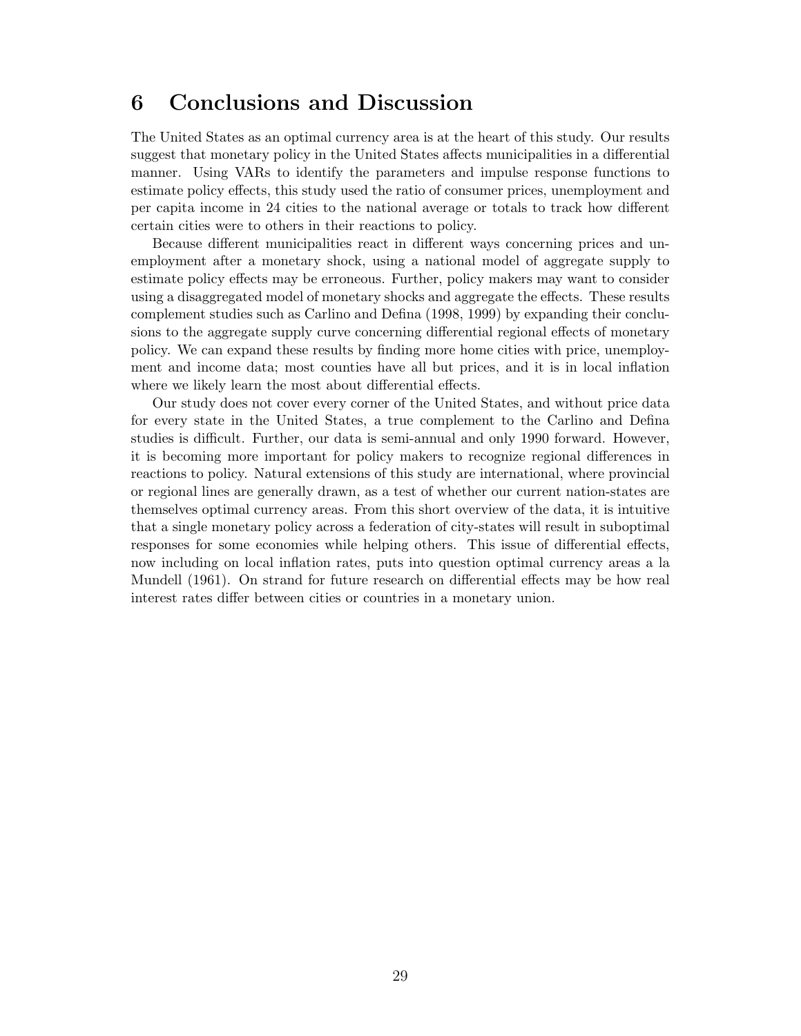# 6 Conclusions and Discussion

The United States as an optimal currency area is at the heart of this study. Our results suggest that monetary policy in the United States affects municipalities in a differential manner. Using VARs to identify the parameters and impulse response functions to estimate policy effects, this study used the ratio of consumer prices, unemployment and per capita income in 24 cities to the national average or totals to track how different certain cities were to others in their reactions to policy.

Because different municipalities react in different ways concerning prices and unemployment after a monetary shock, using a national model of aggregate supply to estimate policy effects may be erroneous. Further, policy makers may want to consider using a disaggregated model of monetary shocks and aggregate the effects. These results complement studies such as Carlino and Defina (1998, 1999) by expanding their conclusions to the aggregate supply curve concerning differential regional effects of monetary policy. We can expand these results by finding more home cities with price, unemployment and income data; most counties have all but prices, and it is in local inflation where we likely learn the most about differential effects.

Our study does not cover every corner of the United States, and without price data for every state in the United States, a true complement to the Carlino and Defina studies is difficult. Further, our data is semi-annual and only 1990 forward. However, it is becoming more important for policy makers to recognize regional differences in reactions to policy. Natural extensions of this study are international, where provincial or regional lines are generally drawn, as a test of whether our current nation-states are themselves optimal currency areas. From this short overview of the data, it is intuitive that a single monetary policy across a federation of city-states will result in suboptimal responses for some economies while helping others. This issue of differential effects, now including on local inflation rates, puts into question optimal currency areas a la Mundell (1961). On strand for future research on differential effects may be how real interest rates differ between cities or countries in a monetary union.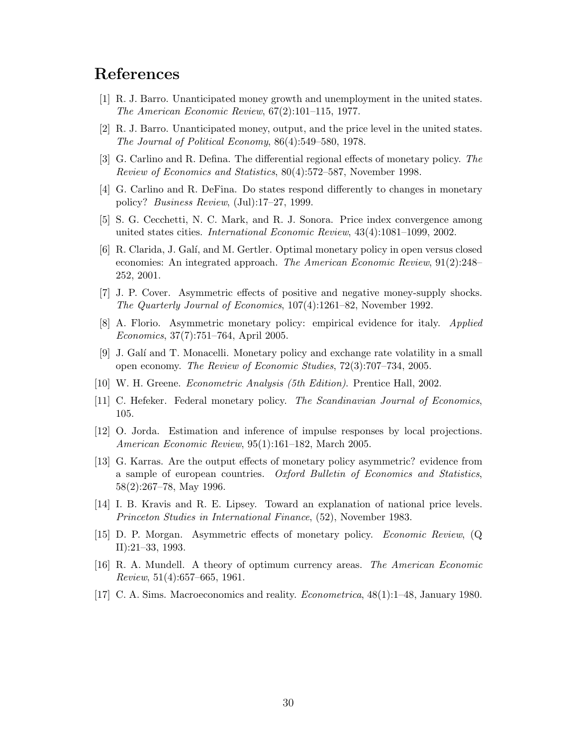# References

[1] R. J. Barro. Unanticipated money growth and unemployment in the united states. *The American Economic Review*, 67(2):101–115, 1977.

[2] R. J. Barro. Unanticipated money, output, and the price level in the united states. *The Journal of Political Economy*, 86(4):549–580, 1978.

[3] G. Carlino and R. Defina. The differential regional effects of monetary policy. *The Review of Economics and Statistics*, 80(4):572–587, November 1998.

[4] G. Carlino and R. DeFina. Do states respond differently to changes in monetary policy? *Business Review*, (Jul):17–27, 1999.

[5] S. G. Cecchetti, N. C. Mark, and R. J. Sonora. Price index convergence among united states cities. *International Economic Review*, 43(4):1081–1099, 2002.

[6] R. Clarida, J. Galí, and M. Gertler. Optimal monetary policy in open versus closed economies: An integrated approach. *The American Economic Review*, 91(2):248–252, 2001.

[7] J. P. Cover. Asymmetric effects of positive and negative money-supply shocks. *The Quarterly Journal of Economics*, 107(4):1261–82, November 1992.

[8] A. Florio. Asymmetric monetary policy: empirical evidence for italy. *Applied Economics*, 37(7):751–764, April 2005.

[9] J. Galí and T. Monacelli. Monetary policy and exchange rate volatility in a small open economy. *The Review of Economic Studies*, 72(3):707–734, 2005.

[10] W. H. Greene. *Econometric Analysis (5th Edition)*. Prentice Hall, 2002.

[11] C. Hefeker. Federal monetary policy. *The Scandinavian Journal of Economics*, 105.

[12] O. Jorda. Estimation and inference of impulse responses by local projections. *American Economic Review*, 95(1):161–182, March 2005.

[13] G. Karras. Are the output effects of monetary policy asymmetric? evidence from a sample of european countries. *Oxford Bulletin of Economics and Statistics*, 58(2):267–78, May 1996.

[14] I. B. Kravis and R. E. Lipsey. Toward an explanation of national price levels. *Princeton Studies in International Finance*, (52), November 1983.

[15] D. P. Morgan. Asymmetric effects of monetary policy. *Economic Review*, (Q II):21–33, 1993.

[16] R. A. Mundell. A theory of optimum currency areas. *The American Economic Review*, 51(4):657–665, 1961.

[17] C. A. Sims. Macroeconomics and reality. *Econometrica*, 48(1):1–48, January 1980.